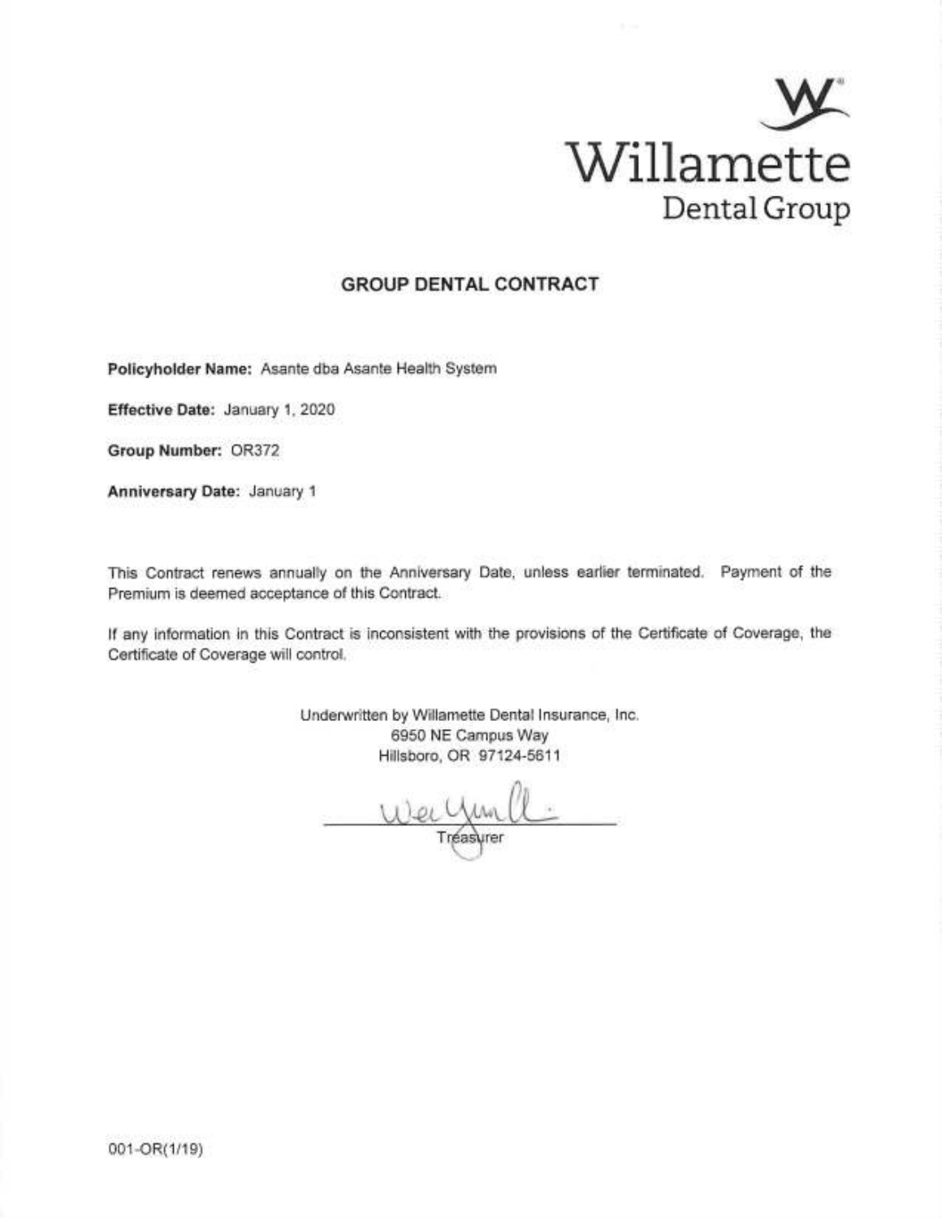Willamette
Dental Group

# GROUP DENTAL CONTRACT

**Policyholder Name:** Asante dba Asante Health System

**Effective Date:** January 1, 2020

**Group Number:** OR372

**Anniversary Date:** January 1

This Contract renews annually on the Anniversary Date, unless earlier terminated. Payment of the Premium is deemed acceptance of this Contract.

If any information in this Contract is inconsistent with the provisions of the Certificate of Coverage, the Certificate of Coverage will control.

Underwritten by Willamette Dental Insurance, Inc.
6950 NE Campus Way
Hillsboro, OR 97124-5611

Treasurer

001-OR(1/19)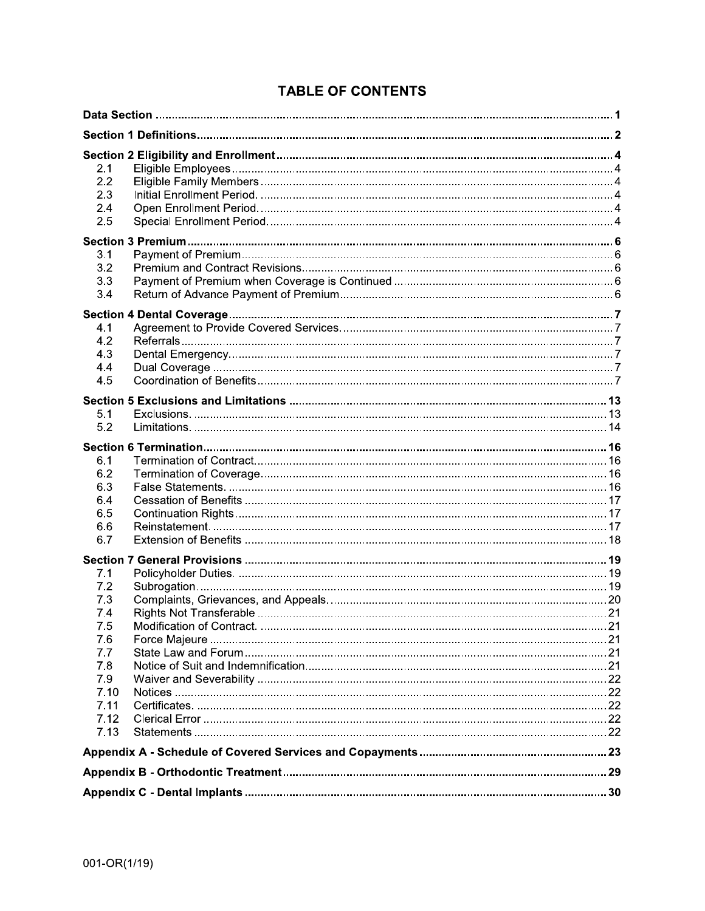# TABLE OF CONTENTS

| | | |
|---|---|---|
| **Data Section** | | **1** |
| **Section 1 Definitions** | | **2** |
| **Section 2 Eligibility and Enrollment** | | **4** |
| 2.1 | Eligible Employees | 4 |
| 2.2 | Eligible Family Members | 4 |
| 2.3 | Initial Enrollment Period. | 4 |
| 2.4 | Open Enrollment Period. | 4 |
| 2.5 | Special Enrollment Period. | 4 |
| **Section 3 Premium** | | **6** |
| 3.1 | Payment of Premium | 6 |
| 3.2 | Premium and Contract Revisions. | 6 |
| 3.3 | Payment of Premium when Coverage is Continued | 6 |
| 3.4 | Return of Advance Payment of Premium | 6 |
| **Section 4 Dental Coverage** | | **7** |
| 4.1 | Agreement to Provide Covered Services. | 7 |
| 4.2 | Referrals | 7 |
| 4.3 | Dental Emergency. | 7 |
| 4.4 | Dual Coverage | 7 |
| 4.5 | Coordination of Benefits | 7 |
| **Section 5 Exclusions and Limitations** | | **13** |
| 5.1 | Exclusions. | 13 |
| 5.2 | Limitations. | 14 |
| **Section 6 Termination** | | **16** |
| 6.1 | Termination of Contract. | 16 |
| 6.2 | Termination of Coverage. | 16 |
| 6.3 | False Statements. | 16 |
| 6.4 | Cessation of Benefits | 17 |
| 6.5 | Continuation Rights | 17 |
| 6.6 | Reinstatement. | 17 |
| 6.7 | Extension of Benefits | 18 |
| **Section 7 General Provisions** | | **19** |
| 7.1 | Policyholder Duties. | 19 |
| 7.2 | Subrogation. | 19 |
| 7.3 | Complaints, Grievances, and Appeals. | 20 |
| 7.4 | Rights Not Transferable | 21 |
| 7.5 | Modification of Contract. | 21 |
| 7.6 | Force Majeure | 21 |
| 7.7 | State Law and Forum | 21 |
| 7.8 | Notice of Suit and Indemnification | 21 |
| 7.9 | Waiver and Severability | 22 |
| 7.10 | Notices | 22 |
| 7.11 | Certificates. | 22 |
| 7.12 | Clerical Error | 22 |
| 7.13 | Statements | 22 |
| **Appendix A - Schedule of Covered Services and Copayments** | | **23** |
| **Appendix B - Orthodontic Treatment** | | **29** |
| **Appendix C - Dental Implants** | | **30** |

001-OR(1/19)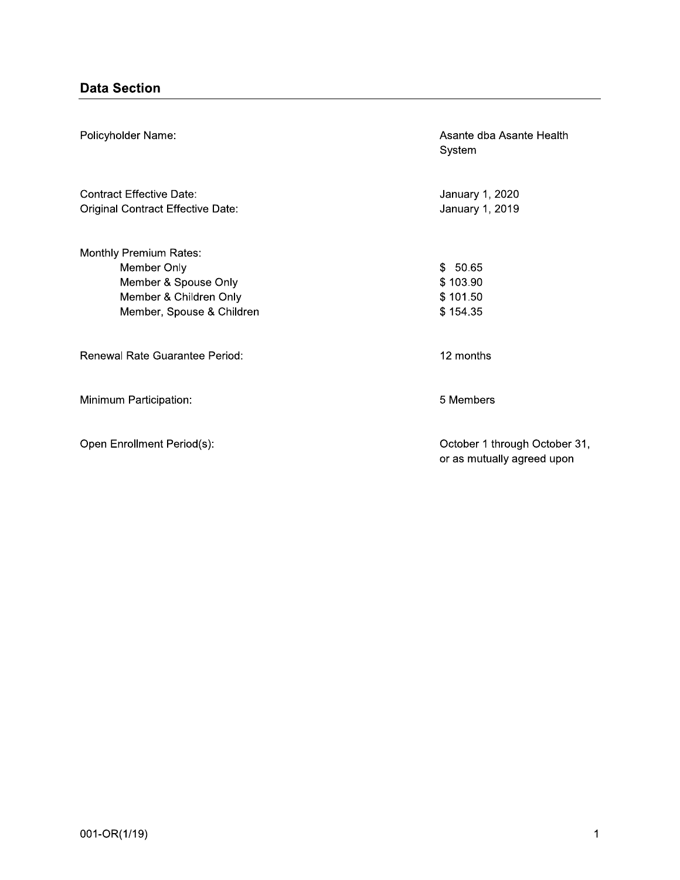## Data Section

| | |
|---|---|
| Policyholder Name: | Asante dba Asante Health System |
| Contract Effective Date: | January 1, 2020 |
| Original Contract Effective Date: | January 1, 2019 |
| Monthly Premium Rates: | |
| Member Only | $ 50.65 |
| Member & Spouse Only | $ 103.90 |
| Member & Children Only | $ 101.50 |
| Member, Spouse & Children | $ 154.35 |
| Renewal Rate Guarantee Period: | 12 months |
| Minimum Participation: | 5 Members |
| Open Enrollment Period(s): | October 1 through October 31, or as mutually agreed upon |

001-OR(1/19)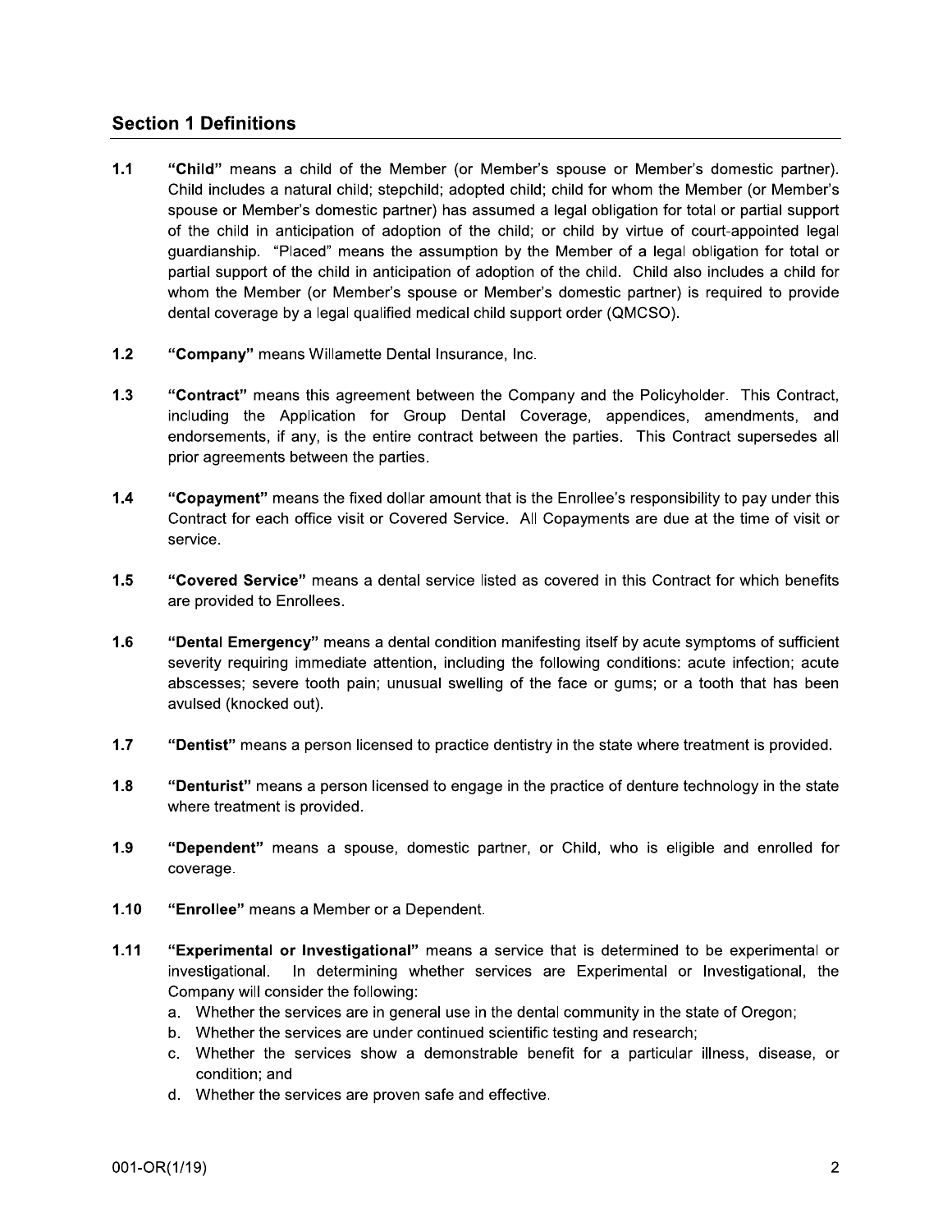## Section 1 Definitions

**1.1** **"Child"** means a child of the Member (or Member's spouse or Member's domestic partner). Child includes a natural child; stepchild; adopted child; child for whom the Member (or Member's spouse or Member's domestic partner) has assumed a legal obligation for total or partial support of the child in anticipation of adoption of the child; or child by virtue of court-appointed legal guardianship. "Placed" means the assumption by the Member of a legal obligation for total or partial support of the child in anticipation of adoption of the child. Child also includes a child for whom the Member (or Member's spouse or Member's domestic partner) is required to provide dental coverage by a legal qualified medical child support order (QMCSO).

**1.2** **"Company"** means Willamette Dental Insurance, Inc.

**1.3** **"Contract"** means this agreement between the Company and the Policyholder. This Contract, including the Application for Group Dental Coverage, appendices, amendments, and endorsements, if any, is the entire contract between the parties. This Contract supersedes all prior agreements between the parties.

**1.4** **"Copayment"** means the fixed dollar amount that is the Enrollee's responsibility to pay under this Contract for each office visit or Covered Service. All Copayments are due at the time of visit or service.

**1.5** **"Covered Service"** means a dental service listed as covered in this Contract for which benefits are provided to Enrollees.

**1.6** **"Dental Emergency"** means a dental condition manifesting itself by acute symptoms of sufficient severity requiring immediate attention, including the following conditions: acute infection; acute abscesses; severe tooth pain; unusual swelling of the face or gums; or a tooth that has been avulsed (knocked out).

**1.7** **"Dentist"** means a person licensed to practice dentistry in the state where treatment is provided.

**1.8** **"Denturist"** means a person licensed to engage in the practice of denture technology in the state where treatment is provided.

**1.9** **"Dependent"** means a spouse, domestic partner, or Child, who is eligible and enrolled for coverage.

**1.10** **"Enrollee"** means a Member or a Dependent.

**1.11** **"Experimental or Investigational"** means a service that is determined to be experimental or investigational. In determining whether services are Experimental or Investigational, the Company will consider the following:

a. Whether the services are in general use in the dental community in the state of Oregon;
b. Whether the services are under continued scientific testing and research;
c. Whether the services show a demonstrable benefit for a particular illness, disease, or condition; and
d. Whether the services are proven safe and effective.

001-OR(1/19)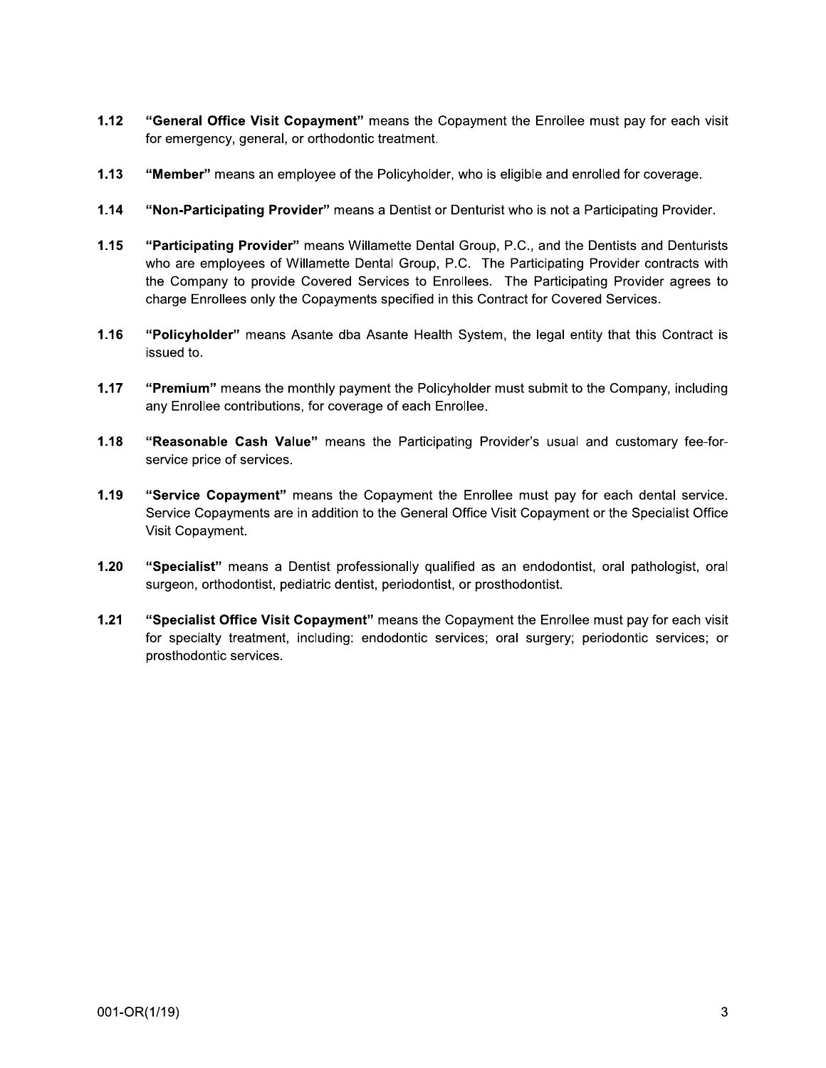**1.12** **"General Office Visit Copayment"** means the Copayment the Enrollee must pay for each visit for emergency, general, or orthodontic treatment.

**1.13** **"Member"** means an employee of the Policyholder, who is eligible and enrolled for coverage.

**1.14** **"Non-Participating Provider"** means a Dentist or Denturist who is not a Participating Provider.

**1.15** **"Participating Provider"** means Willamette Dental Group, P.C., and the Dentists and Denturists who are employees of Willamette Dental Group, P.C. The Participating Provider contracts with the Company to provide Covered Services to Enrollees. The Participating Provider agrees to charge Enrollees only the Copayments specified in this Contract for Covered Services.

**1.16** **"Policyholder"** means Asante dba Asante Health System, the legal entity that this Contract is issued to.

**1.17** **"Premium"** means the monthly payment the Policyholder must submit to the Company, including any Enrollee contributions, for coverage of each Enrollee.

**1.18** **"Reasonable Cash Value"** means the Participating Provider's usual and customary fee-for-service price of services.

**1.19** **"Service Copayment"** means the Copayment the Enrollee must pay for each dental service. Service Copayments are in addition to the General Office Visit Copayment or the Specialist Office Visit Copayment.

**1.20** **"Specialist"** means a Dentist professionally qualified as an endodontist, oral pathologist, oral surgeon, orthodontist, pediatric dentist, periodontist, or prosthodontist.

**1.21** **"Specialist Office Visit Copayment"** means the Copayment the Enrollee must pay for each visit for specialty treatment, including: endodontic services; oral surgery; periodontic services; or prosthodontic services.

001-OR(1/19)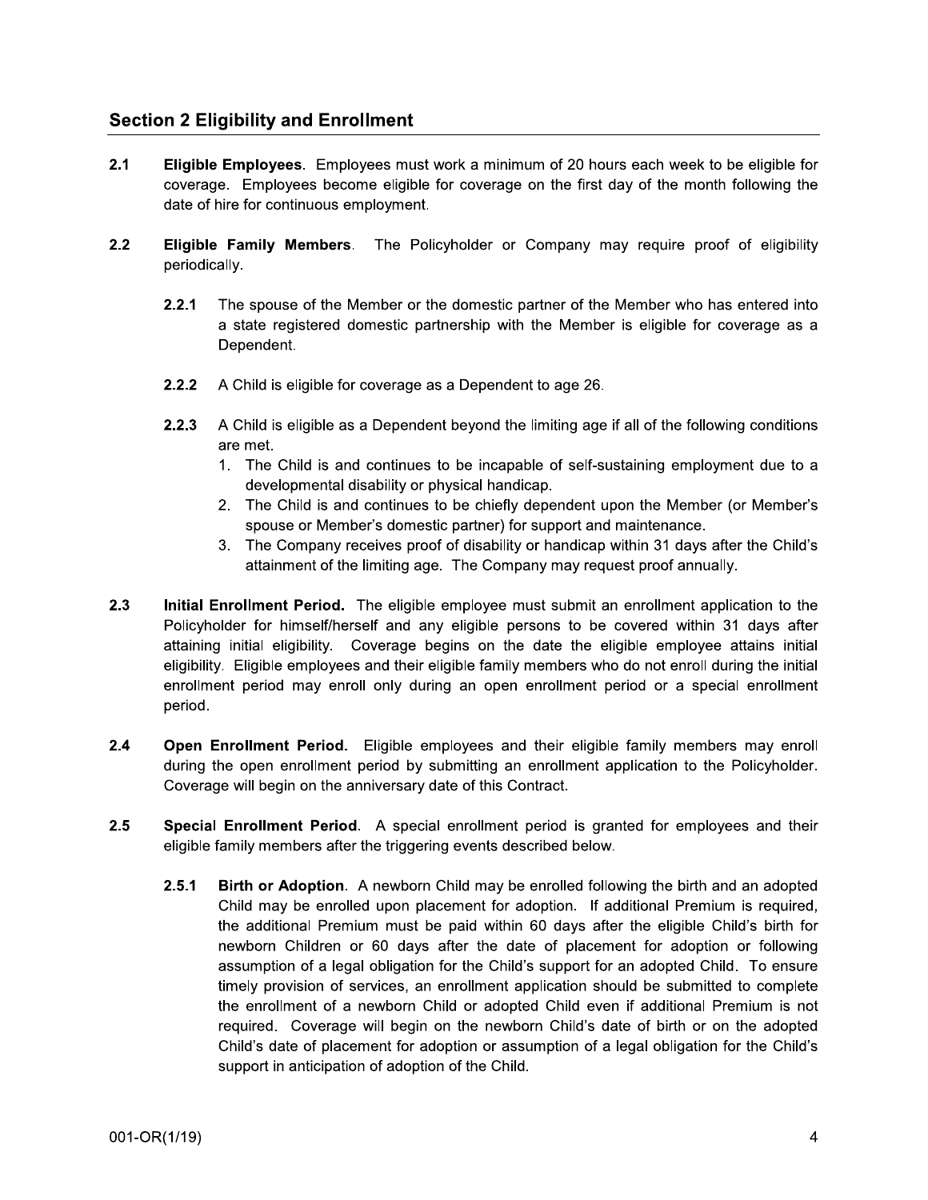## Section 2 Eligibility and Enrollment

**2.1 Eligible Employees**. Employees must work a minimum of 20 hours each week to be eligible for coverage. Employees become eligible for coverage on the first day of the month following the date of hire for continuous employment.

**2.2 Eligible Family Members**. The Policyholder or Company may require proof of eligibility periodically.

**2.2.1** The spouse of the Member or the domestic partner of the Member who has entered into a state registered domestic partnership with the Member is eligible for coverage as a Dependent.

**2.2.2** A Child is eligible for coverage as a Dependent to age 26.

**2.2.3** A Child is eligible as a Dependent beyond the limiting age if all of the following conditions are met.

1. The Child is and continues to be incapable of self-sustaining employment due to a developmental disability or physical handicap.
2. The Child is and continues to be chiefly dependent upon the Member (or Member's spouse or Member's domestic partner) for support and maintenance.
3. The Company receives proof of disability or handicap within 31 days after the Child's attainment of the limiting age. The Company may request proof annually.

**2.3 Initial Enrollment Period.** The eligible employee must submit an enrollment application to the Policyholder for himself/herself and any eligible persons to be covered within 31 days after attaining initial eligibility. Coverage begins on the date the eligible employee attains initial eligibility. Eligible employees and their eligible family members who do not enroll during the initial enrollment period may enroll only during an open enrollment period or a special enrollment period.

**2.4 Open Enrollment Period.** Eligible employees and their eligible family members may enroll during the open enrollment period by submitting an enrollment application to the Policyholder. Coverage will begin on the anniversary date of this Contract.

**2.5 Special Enrollment Period**. A special enrollment period is granted for employees and their eligible family members after the triggering events described below.

**2.5.1 Birth or Adoption**. A newborn Child may be enrolled following the birth and an adopted Child may be enrolled upon placement for adoption. If additional Premium is required, the additional Premium must be paid within 60 days after the eligible Child's birth for newborn Children or 60 days after the date of placement for adoption or following assumption of a legal obligation for the Child's support for an adopted Child. To ensure timely provision of services, an enrollment application should be submitted to complete the enrollment of a newborn Child or adopted Child even if additional Premium is not required. Coverage will begin on the newborn Child's date of birth or on the adopted Child's date of placement for adoption or assumption of a legal obligation for the Child's support in anticipation of adoption of the Child.

001-OR(1/19)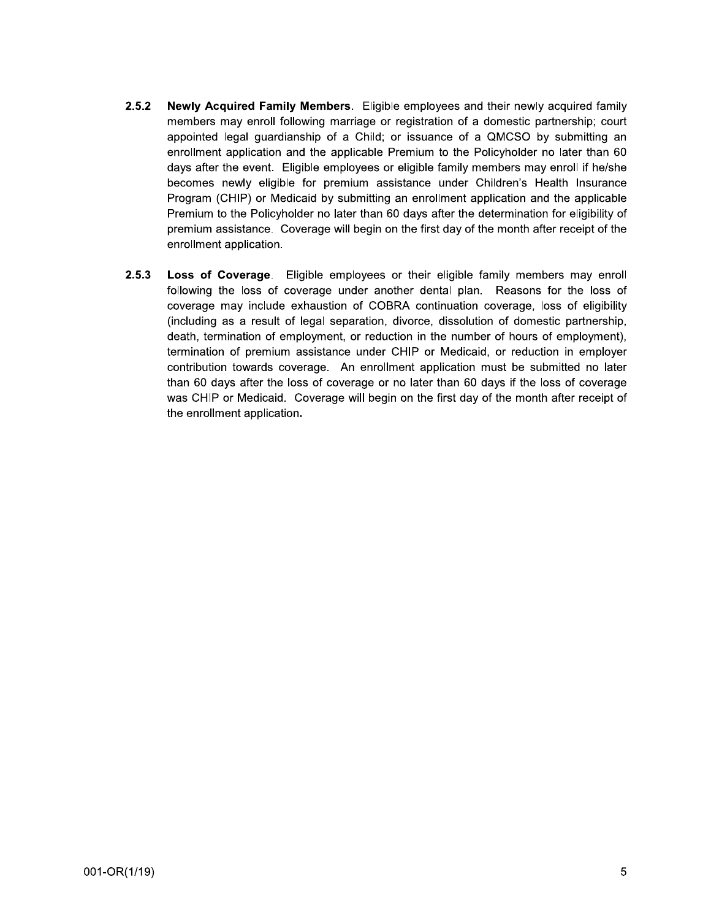**2.5.2** **Newly Acquired Family Members**. Eligible employees and their newly acquired family members may enroll following marriage or registration of a domestic partnership; court appointed legal guardianship of a Child; or issuance of a QMCSO by submitting an enrollment application and the applicable Premium to the Policyholder no later than 60 days after the event. Eligible employees or eligible family members may enroll if he/she becomes newly eligible for premium assistance under Children's Health Insurance Program (CHIP) or Medicaid by submitting an enrollment application and the applicable Premium to the Policyholder no later than 60 days after the determination for eligibility of premium assistance. Coverage will begin on the first day of the month after receipt of the enrollment application.

**2.5.3** **Loss of Coverage**. Eligible employees or their eligible family members may enroll following the loss of coverage under another dental plan. Reasons for the loss of coverage may include exhaustion of COBRA continuation coverage, loss of eligibility (including as a result of legal separation, divorce, dissolution of domestic partnership, death, termination of employment, or reduction in the number of hours of employment), termination of premium assistance under CHIP or Medicaid, or reduction in employer contribution towards coverage. An enrollment application must be submitted no later than 60 days after the loss of coverage or no later than 60 days if the loss of coverage was CHIP or Medicaid. Coverage will begin on the first day of the month after receipt of the enrollment application.

001-OR(1/19)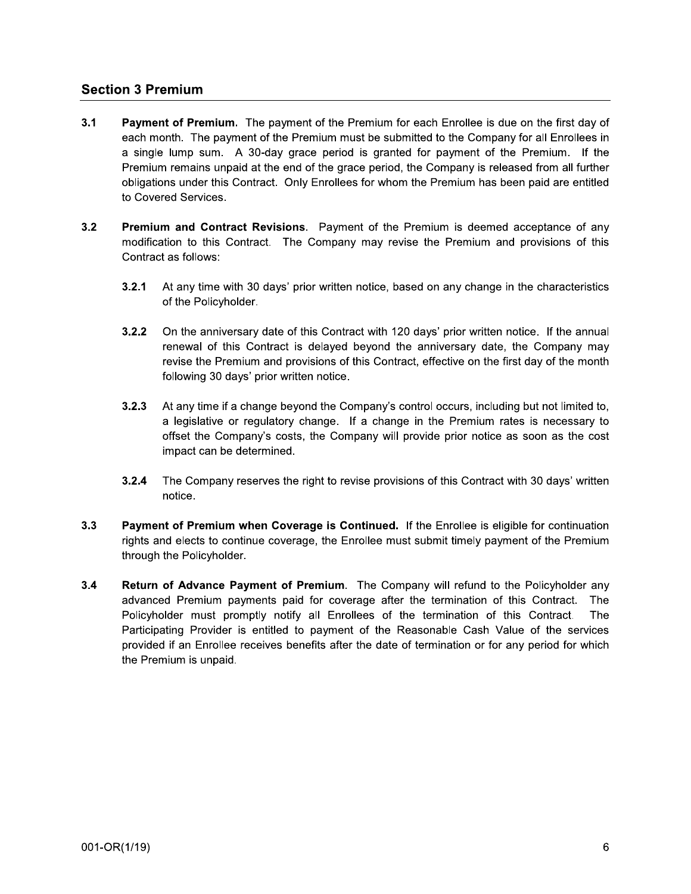## Section 3 Premium

**3.1** **Payment of Premium.** The payment of the Premium for each Enrollee is due on the first day of each month. The payment of the Premium must be submitted to the Company for all Enrollees in a single lump sum. A 30-day grace period is granted for payment of the Premium. If the Premium remains unpaid at the end of the grace period, the Company is released from all further obligations under this Contract. Only Enrollees for whom the Premium has been paid are entitled to Covered Services.

**3.2** **Premium and Contract Revisions**. Payment of the Premium is deemed acceptance of any modification to this Contract. The Company may revise the Premium and provisions of this Contract as follows:

**3.2.1** At any time with 30 days' prior written notice, based on any change in the characteristics of the Policyholder.

**3.2.2** On the anniversary date of this Contract with 120 days' prior written notice. If the annual renewal of this Contract is delayed beyond the anniversary date, the Company may revise the Premium and provisions of this Contract, effective on the first day of the month following 30 days' prior written notice.

**3.2.3** At any time if a change beyond the Company's control occurs, including but not limited to, a legislative or regulatory change. If a change in the Premium rates is necessary to offset the Company's costs, the Company will provide prior notice as soon as the cost impact can be determined.

**3.2.4** The Company reserves the right to revise provisions of this Contract with 30 days' written notice.

**3.3** **Payment of Premium when Coverage is Continued.** If the Enrollee is eligible for continuation rights and elects to continue coverage, the Enrollee must submit timely payment of the Premium through the Policyholder.

**3.4** **Return of Advance Payment of Premium**. The Company will refund to the Policyholder any advanced Premium payments paid for coverage after the termination of this Contract. The Policyholder must promptly notify all Enrollees of the termination of this Contract. The Participating Provider is entitled to payment of the Reasonable Cash Value of the services provided if an Enrollee receives benefits after the date of termination or for any period for which the Premium is unpaid.

001-OR(1/19)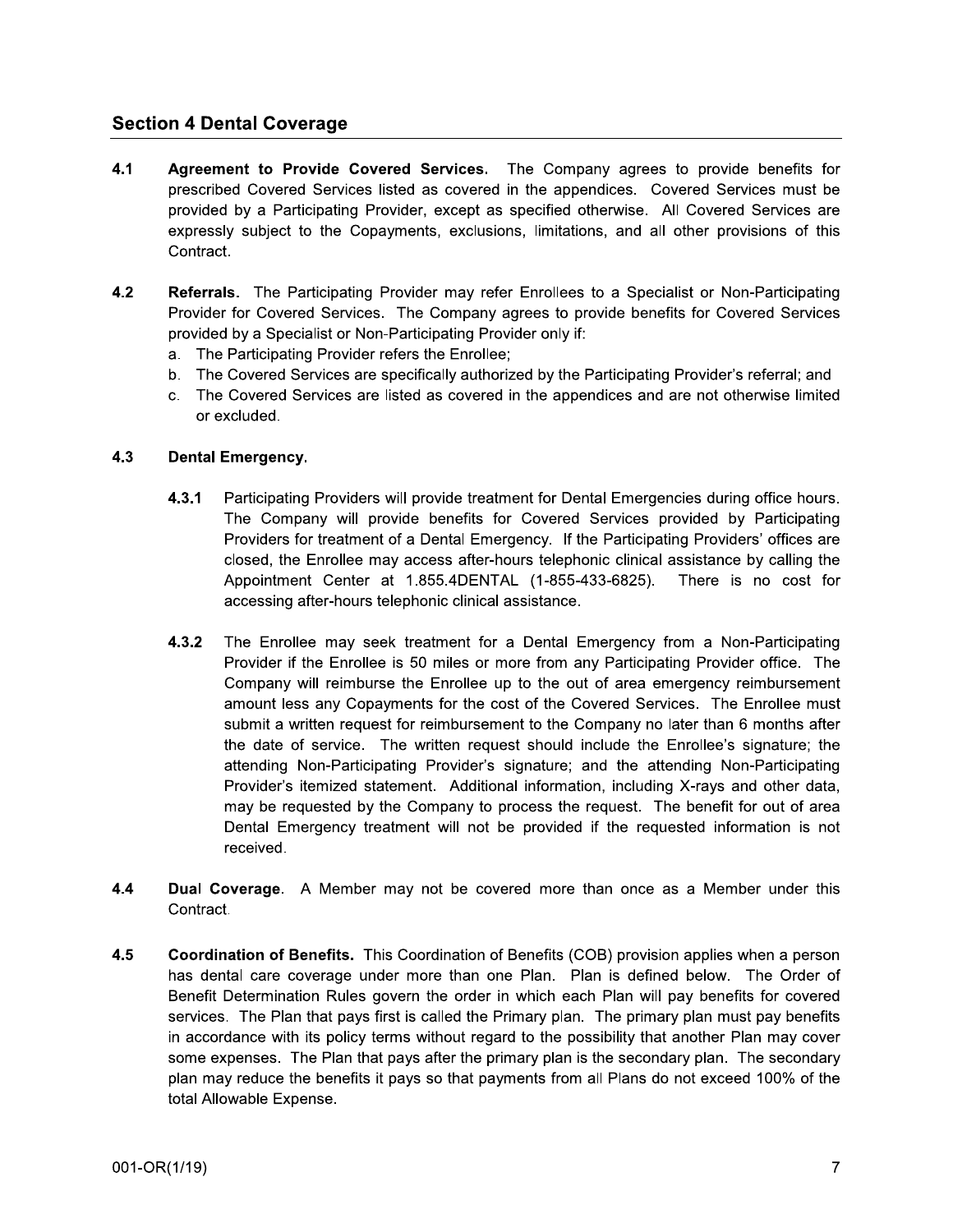## Section 4 Dental Coverage

**4.1 Agreement to Provide Covered Services.** The Company agrees to provide benefits for prescribed Covered Services listed as covered in the appendices. Covered Services must be provided by a Participating Provider, except as specified otherwise. All Covered Services are expressly subject to the Copayments, exclusions, limitations, and all other provisions of this Contract.

**4.2 Referrals.** The Participating Provider may refer Enrollees to a Specialist or Non-Participating Provider for Covered Services. The Company agrees to provide benefits for Covered Services provided by a Specialist or Non-Participating Provider only if:

a. The Participating Provider refers the Enrollee;
b. The Covered Services are specifically authorized by the Participating Provider's referral; and
c. The Covered Services are listed as covered in the appendices and are not otherwise limited or excluded.

**4.3 Dental Emergency.**

**4.3.1** Participating Providers will provide treatment for Dental Emergencies during office hours. The Company will provide benefits for Covered Services provided by Participating Providers for treatment of a Dental Emergency. If the Participating Providers' offices are closed, the Enrollee may access after-hours telephonic clinical assistance by calling the Appointment Center at 1.855.4DENTAL (1-855-433-6825). There is no cost for accessing after-hours telephonic clinical assistance.

**4.3.2** The Enrollee may seek treatment for a Dental Emergency from a Non-Participating Provider if the Enrollee is 50 miles or more from any Participating Provider office. The Company will reimburse the Enrollee up to the out of area emergency reimbursement amount less any Copayments for the cost of the Covered Services. The Enrollee must submit a written request for reimbursement to the Company no later than 6 months after the date of service. The written request should include the Enrollee's signature; the attending Non-Participating Provider's signature; and the attending Non-Participating Provider's itemized statement. Additional information, including X-rays and other data, may be requested by the Company to process the request. The benefit for out of area Dental Emergency treatment will not be provided if the requested information is not received.

**4.4 Dual Coverage**. A Member may not be covered more than once as a Member under this Contract.

**4.5 Coordination of Benefits.** This Coordination of Benefits (COB) provision applies when a person has dental care coverage under more than one Plan. Plan is defined below. The Order of Benefit Determination Rules govern the order in which each Plan will pay benefits for covered services. The Plan that pays first is called the Primary plan. The primary plan must pay benefits in accordance with its policy terms without regard to the possibility that another Plan may cover some expenses. The Plan that pays after the primary plan is the secondary plan. The secondary plan may reduce the benefits it pays so that payments from all Plans do not exceed 100% of the total Allowable Expense.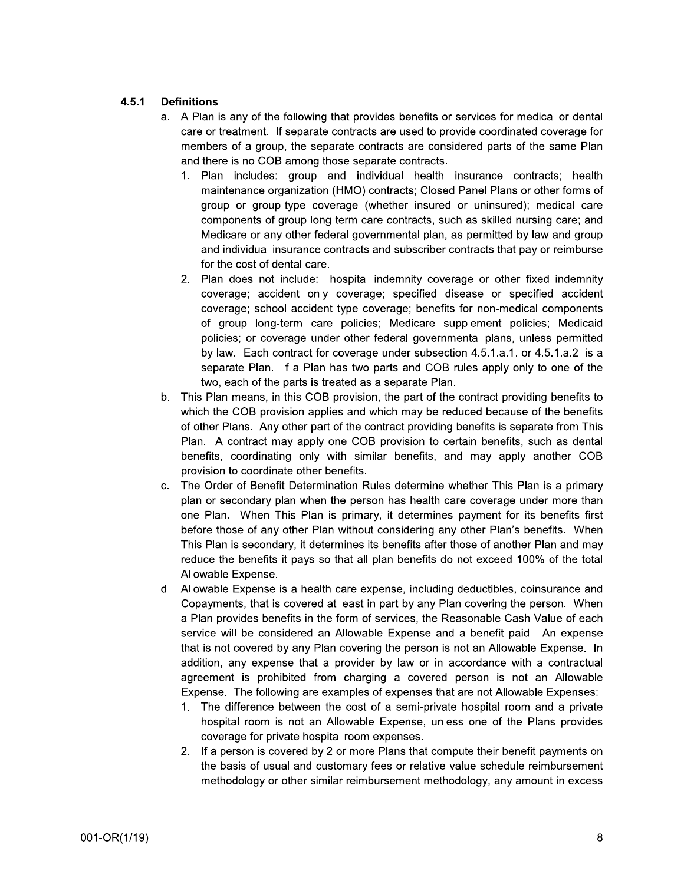### 4.5.1 Definitions

a. A Plan is any of the following that provides benefits or services for medical or dental care or treatment. If separate contracts are used to provide coordinated coverage for members of a group, the separate contracts are considered parts of the same Plan and there is no COB among those separate contracts.

   1. Plan includes: group and individual health insurance contracts; health maintenance organization (HMO) contracts; Closed Panel Plans or other forms of group or group-type coverage (whether insured or uninsured); medical care components of group long term care contracts, such as skilled nursing care; and Medicare or any other federal governmental plan, as permitted by law and group and individual insurance contracts and subscriber contracts that pay or reimburse for the cost of dental care.
   2. Plan does not include: hospital indemnity coverage or other fixed indemnity coverage; accident only coverage; specified disease or specified accident coverage; school accident type coverage; benefits for non-medical components of group long-term care policies; Medicare supplement policies; Medicaid policies; or coverage under other federal governmental plans, unless permitted by law. Each contract for coverage under subsection 4.5.1.a.1. or 4.5.1.a.2. is a separate Plan. If a Plan has two parts and COB rules apply only to one of the two, each of the parts is treated as a separate Plan.

b. This Plan means, in this COB provision, the part of the contract providing benefits to which the COB provision applies and which may be reduced because of the benefits of other Plans. Any other part of the contract providing benefits is separate from This Plan. A contract may apply one COB provision to certain benefits, such as dental benefits, coordinating only with similar benefits, and may apply another COB provision to coordinate other benefits.

c. The Order of Benefit Determination Rules determine whether This Plan is a primary plan or secondary plan when the person has health care coverage under more than one Plan. When This Plan is primary, it determines payment for its benefits first before those of any other Plan without considering any other Plan's benefits. When This Plan is secondary, it determines its benefits after those of another Plan and may reduce the benefits it pays so that all plan benefits do not exceed 100% of the total Allowable Expense.

d. Allowable Expense is a health care expense, including deductibles, coinsurance and Copayments, that is covered at least in part by any Plan covering the person. When a Plan provides benefits in the form of services, the Reasonable Cash Value of each service will be considered an Allowable Expense and a benefit paid. An expense that is not covered by any Plan covering the person is not an Allowable Expense. In addition, any expense that a provider by law or in accordance with a contractual agreement is prohibited from charging a covered person is not an Allowable Expense. The following are examples of expenses that are not Allowable Expenses:

   1. The difference between the cost of a semi-private hospital room and a private hospital room is not an Allowable Expense, unless one of the Plans provides coverage for private hospital room expenses.
   2. If a person is covered by 2 or more Plans that compute their benefit payments on the basis of usual and customary fees or relative value schedule reimbursement methodology or other similar reimbursement methodology, any amount in excess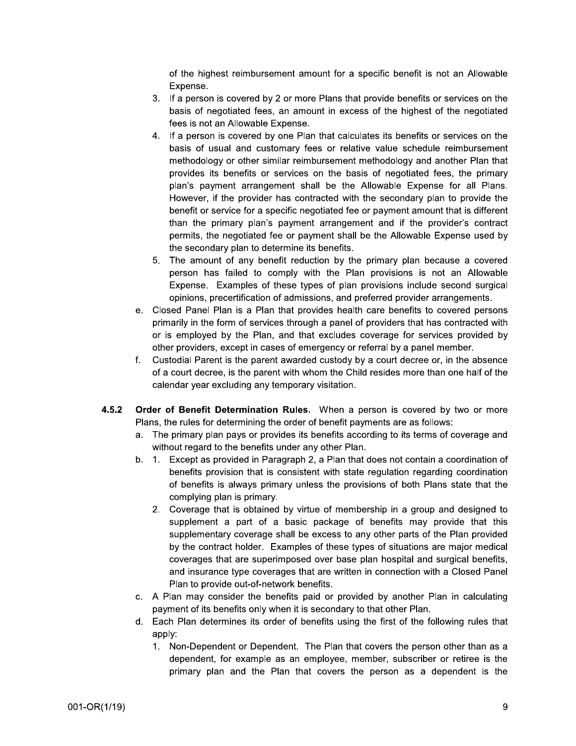of the highest reimbursement amount for a specific benefit is not an Allowable Expense.

3. If a person is covered by 2 or more Plans that provide benefits or services on the basis of negotiated fees, an amount in excess of the highest of the negotiated fees is not an Allowable Expense.
4. If a person is covered by one Plan that calculates its benefits or services on the basis of usual and customary fees or relative value schedule reimbursement methodology or other similar reimbursement methodology and another Plan that provides its benefits or services on the basis of negotiated fees, the primary plan's payment arrangement shall be the Allowable Expense for all Plans. However, if the provider has contracted with the secondary plan to provide the benefit or service for a specific negotiated fee or payment amount that is different than the primary plan's payment arrangement and if the provider's contract permits, the negotiated fee or payment shall be the Allowable Expense used by the secondary plan to determine its benefits.
5. The amount of any benefit reduction by the primary plan because a covered person has failed to comply with the Plan provisions is not an Allowable Expense. Examples of these types of plan provisions include second surgical opinions, precertification of admissions, and preferred provider arrangements.

e. Closed Panel Plan is a Plan that provides health care benefits to covered persons primarily in the form of services through a panel of providers that has contracted with or is employed by the Plan, and that excludes coverage for services provided by other providers, except in cases of emergency or referral by a panel member.

f. Custodial Parent is the parent awarded custody by a court decree or, in the absence of a court decree, is the parent with whom the Child resides more than one half of the calendar year excluding any temporary visitation.

**4.5.2 Order of Benefit Determination Rules.** When a person is covered by two or more Plans, the rules for determining the order of benefit payments are as follows:

a. The primary plan pays or provides its benefits according to its terms of coverage and without regard to the benefits under any other Plan.

b. 1. Except as provided in Paragraph 2, a Plan that does not contain a coordination of benefits provision that is consistent with state regulation regarding coordination of benefits is always primary unless the provisions of both Plans state that the complying plan is primary.

   2. Coverage that is obtained by virtue of membership in a group and designed to supplement a part of a basic package of benefits may provide that this supplementary coverage shall be excess to any other parts of the Plan provided by the contract holder. Examples of these types of situations are major medical coverages that are superimposed over base plan hospital and surgical benefits, and insurance type coverages that are written in connection with a Closed Panel Plan to provide out-of-network benefits.

c. A Plan may consider the benefits paid or provided by another Plan in calculating payment of its benefits only when it is secondary to that other Plan.

d. Each Plan determines its order of benefits using the first of the following rules that apply:

   1. Non-Dependent or Dependent. The Plan that covers the person other than as a dependent, for example as an employee, member, subscriber or retiree is the primary plan and the Plan that covers the person as a dependent is the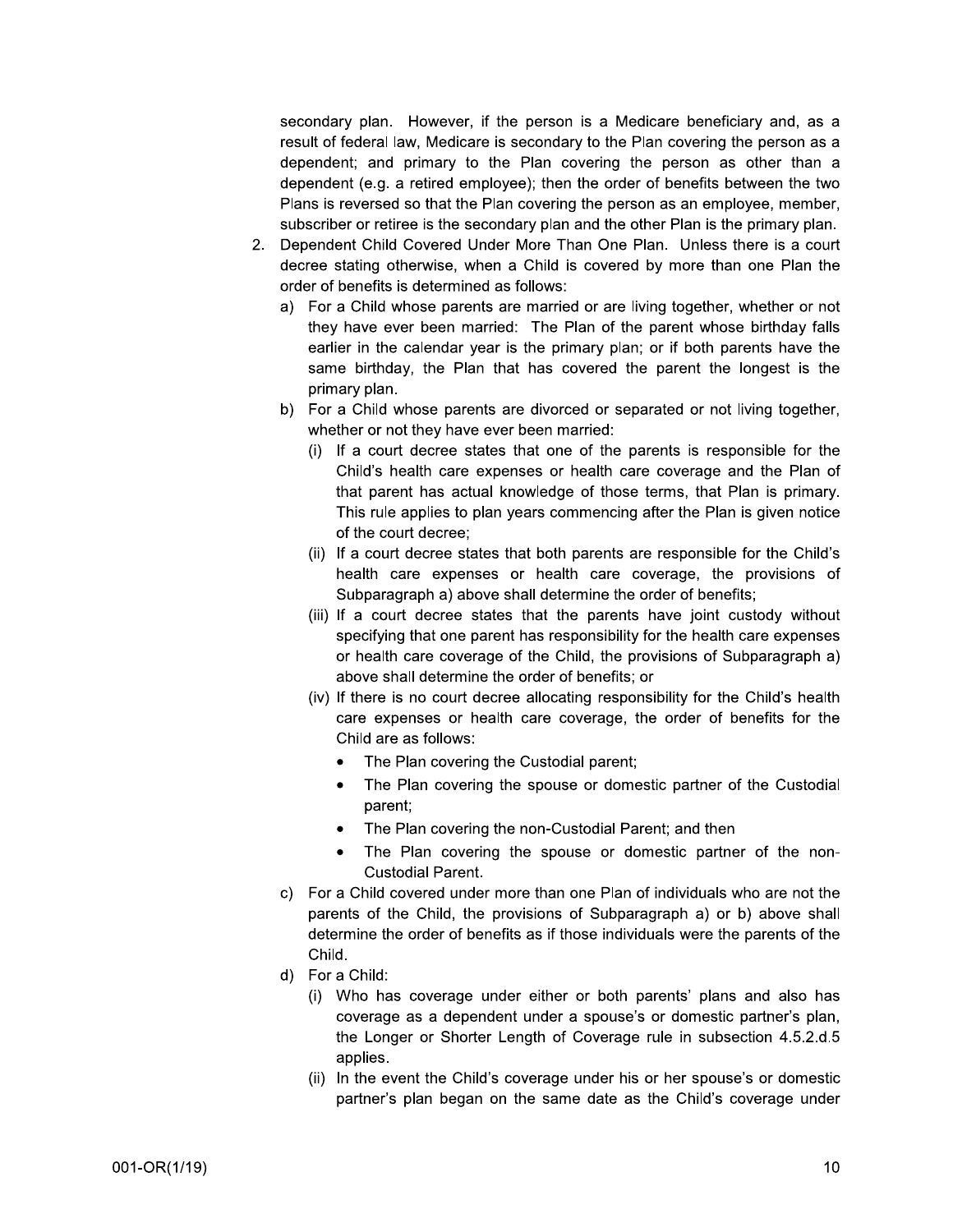secondary plan. However, if the person is a Medicare beneficiary and, as a result of federal law, Medicare is secondary to the Plan covering the person as a dependent; and primary to the Plan covering the person as other than a dependent (e.g. a retired employee); then the order of benefits between the two Plans is reversed so that the Plan covering the person as an employee, member, subscriber or retiree is the secondary plan and the other Plan is the primary plan.

2. Dependent Child Covered Under More Than One Plan. Unless there is a court decree stating otherwise, when a Child is covered by more than one Plan the order of benefits is determined as follows:
   a) For a Child whose parents are married or are living together, whether or not they have ever been married: The Plan of the parent whose birthday falls earlier in the calendar year is the primary plan; or if both parents have the same birthday, the Plan that has covered the parent the longest is the primary plan.
   b) For a Child whose parents are divorced or separated or not living together, whether or not they have ever been married:
      (i) If a court decree states that one of the parents is responsible for the Child's health care expenses or health care coverage and the Plan of that parent has actual knowledge of those terms, that Plan is primary. This rule applies to plan years commencing after the Plan is given notice of the court decree;
      (ii) If a court decree states that both parents are responsible for the Child's health care expenses or health care coverage, the provisions of Subparagraph a) above shall determine the order of benefits;
      (iii) If a court decree states that the parents have joint custody without specifying that one parent has responsibility for the health care expenses or health care coverage of the Child, the provisions of Subparagraph a) above shall determine the order of benefits; or
      (iv) If there is no court decree allocating responsibility for the Child's health care expenses or health care coverage, the order of benefits for the Child are as follows:
         - The Plan covering the Custodial parent;
         - The Plan covering the spouse or domestic partner of the Custodial parent;
         - The Plan covering the non-Custodial Parent; and then
         - The Plan covering the spouse or domestic partner of the non-Custodial Parent.
   c) For a Child covered under more than one Plan of individuals who are not the parents of the Child, the provisions of Subparagraph a) or b) above shall determine the order of benefits as if those individuals were the parents of the Child.
   d) For a Child:
      (i) Who has coverage under either or both parents' plans and also has coverage as a dependent under a spouse's or domestic partner's plan, the Longer or Shorter Length of Coverage rule in subsection 4.5.2.d.5 applies.
      (ii) In the event the Child's coverage under his or her spouse's or domestic partner's plan began on the same date as the Child's coverage under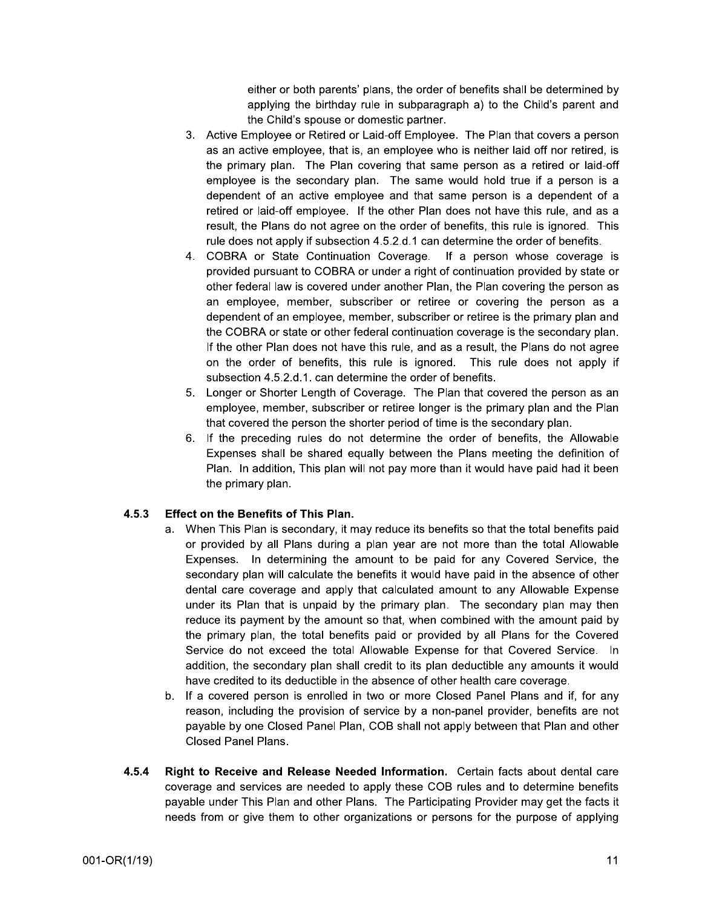either or both parents' plans, the order of benefits shall be determined by applying the birthday rule in subparagraph a) to the Child's parent and the Child's spouse or domestic partner.

3. Active Employee or Retired or Laid-off Employee. The Plan that covers a person as an active employee, that is, an employee who is neither laid off nor retired, is the primary plan. The Plan covering that same person as a retired or laid-off employee is the secondary plan. The same would hold true if a person is a dependent of an active employee and that same person is a dependent of a retired or laid-off employee. If the other Plan does not have this rule, and as a result, the Plans do not agree on the order of benefits, this rule is ignored. This rule does not apply if subsection 4.5.2.d.1 can determine the order of benefits.
4. COBRA or State Continuation Coverage. If a person whose coverage is provided pursuant to COBRA or under a right of continuation provided by state or other federal law is covered under another Plan, the Plan covering the person as an employee, member, subscriber or retiree or covering the person as a dependent of an employee, member, subscriber or retiree is the primary plan and the COBRA or state or other federal continuation coverage is the secondary plan. If the other Plan does not have this rule, and as a result, the Plans do not agree on the order of benefits, this rule is ignored. This rule does not apply if subsection 4.5.2.d.1. can determine the order of benefits.
5. Longer or Shorter Length of Coverage. The Plan that covered the person as an employee, member, subscriber or retiree longer is the primary plan and the Plan that covered the person the shorter period of time is the secondary plan.
6. If the preceding rules do not determine the order of benefits, the Allowable Expenses shall be shared equally between the Plans meeting the definition of Plan. In addition, This plan will not pay more than it would have paid had it been the primary plan.

### 4.5.3 Effect on the Benefits of This Plan.

a. When This Plan is secondary, it may reduce its benefits so that the total benefits paid or provided by all Plans during a plan year are not more than the total Allowable Expenses. In determining the amount to be paid for any Covered Service, the secondary plan will calculate the benefits it would have paid in the absence of other dental care coverage and apply that calculated amount to any Allowable Expense under its Plan that is unpaid by the primary plan. The secondary plan may then reduce its payment by the amount so that, when combined with the amount paid by the primary plan, the total benefits paid or provided by all Plans for the Covered Service do not exceed the total Allowable Expense for that Covered Service. In addition, the secondary plan shall credit to its plan deductible any amounts it would have credited to its deductible in the absence of other health care coverage.

b. If a covered person is enrolled in two or more Closed Panel Plans and if, for any reason, including the provision of service by a non-panel provider, benefits are not payable by one Closed Panel Plan, COB shall not apply between that Plan and other Closed Panel Plans.

**4.5.4 Right to Receive and Release Needed Information.** Certain facts about dental care coverage and services are needed to apply these COB rules and to determine benefits payable under This Plan and other Plans. The Participating Provider may get the facts it needs from or give them to other organizations or persons for the purpose of applying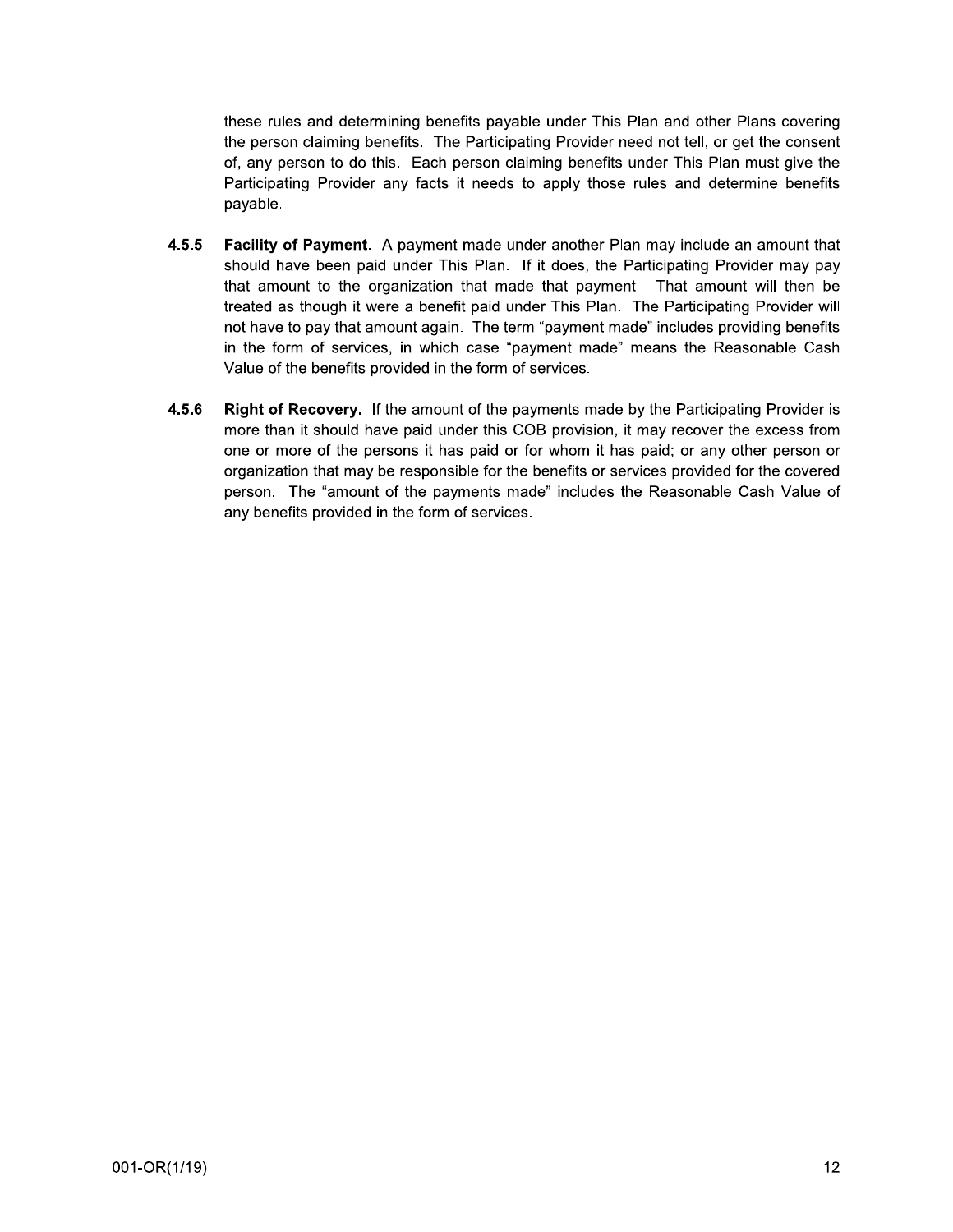these rules and determining benefits payable under This Plan and other Plans covering the person claiming benefits. The Participating Provider need not tell, or get the consent of, any person to do this. Each person claiming benefits under This Plan must give the Participating Provider any facts it needs to apply those rules and determine benefits payable.

**4.5.5 Facility of Payment**. A payment made under another Plan may include an amount that should have been paid under This Plan. If it does, the Participating Provider may pay that amount to the organization that made that payment. That amount will then be treated as though it were a benefit paid under This Plan. The Participating Provider will not have to pay that amount again. The term "payment made" includes providing benefits in the form of services, in which case "payment made" means the Reasonable Cash Value of the benefits provided in the form of services.

**4.5.6 Right of Recovery.** If the amount of the payments made by the Participating Provider is more than it should have paid under this COB provision, it may recover the excess from one or more of the persons it has paid or for whom it has paid; or any other person or organization that may be responsible for the benefits or services provided for the covered person. The "amount of the payments made" includes the Reasonable Cash Value of any benefits provided in the form of services.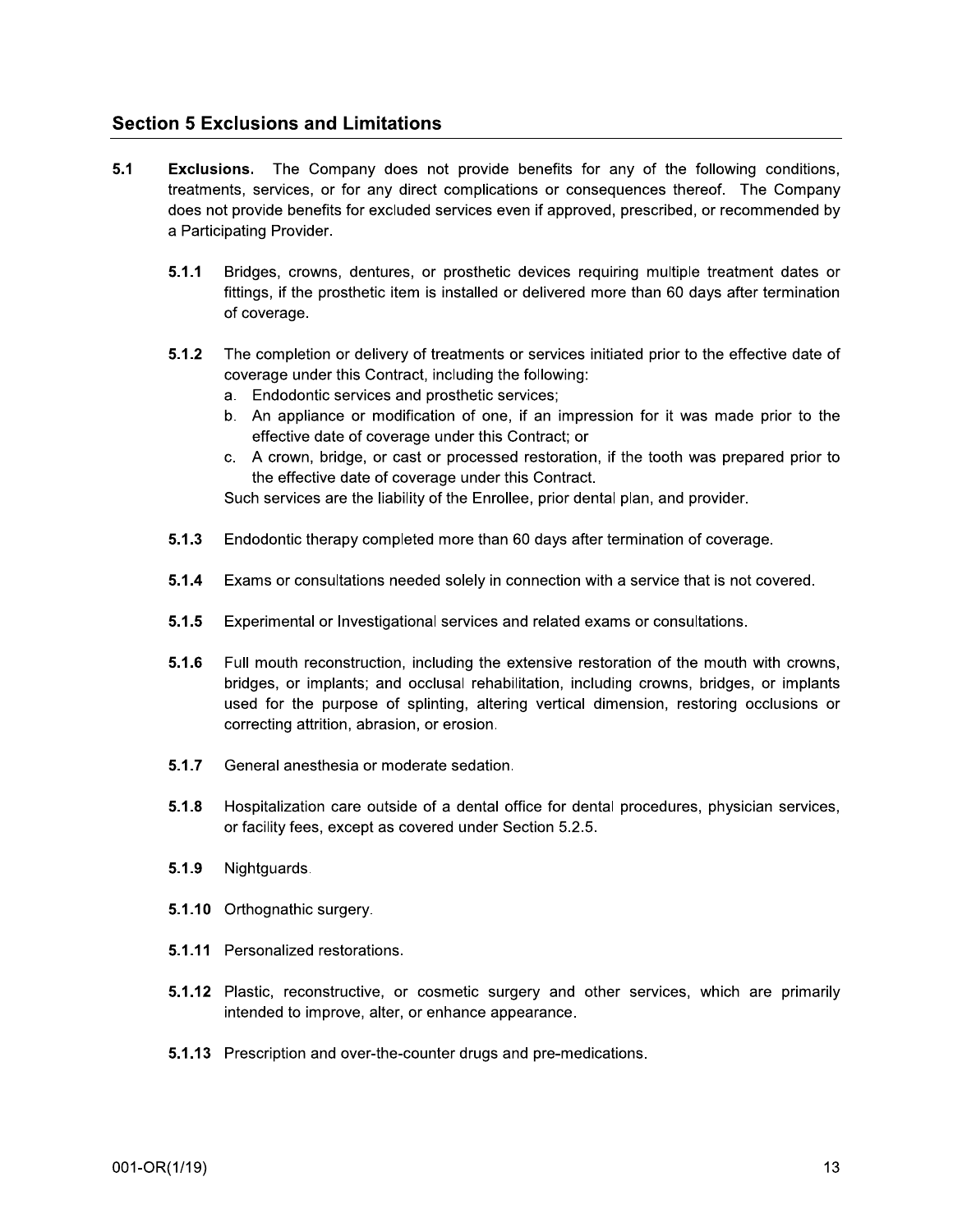## Section 5 Exclusions and Limitations

**5.1** **Exclusions.** The Company does not provide benefits for any of the following conditions, treatments, services, or for any direct complications or consequences thereof. The Company does not provide benefits for excluded services even if approved, prescribed, or recommended by a Participating Provider.

**5.1.1** Bridges, crowns, dentures, or prosthetic devices requiring multiple treatment dates or fittings, if the prosthetic item is installed or delivered more than 60 days after termination of coverage.

**5.1.2** The completion or delivery of treatments or services initiated prior to the effective date of coverage under this Contract, including the following:

a. Endodontic services and prosthetic services;
b. An appliance or modification of one, if an impression for it was made prior to the effective date of coverage under this Contract; or
c. A crown, bridge, or cast or processed restoration, if the tooth was prepared prior to the effective date of coverage under this Contract.

Such services are the liability of the Enrollee, prior dental plan, and provider.

**5.1.3** Endodontic therapy completed more than 60 days after termination of coverage.

**5.1.4** Exams or consultations needed solely in connection with a service that is not covered.

**5.1.5** Experimental or Investigational services and related exams or consultations.

**5.1.6** Full mouth reconstruction, including the extensive restoration of the mouth with crowns, bridges, or implants; and occlusal rehabilitation, including crowns, bridges, or implants used for the purpose of splinting, altering vertical dimension, restoring occlusions or correcting attrition, abrasion, or erosion.

**5.1.7** General anesthesia or moderate sedation.

**5.1.8** Hospitalization care outside of a dental office for dental procedures, physician services, or facility fees, except as covered under Section 5.2.5.

**5.1.9** Nightguards.

**5.1.10** Orthognathic surgery.

**5.1.11** Personalized restorations.

**5.1.12** Plastic, reconstructive, or cosmetic surgery and other services, which are primarily intended to improve, alter, or enhance appearance.

**5.1.13** Prescription and over-the-counter drugs and pre-medications.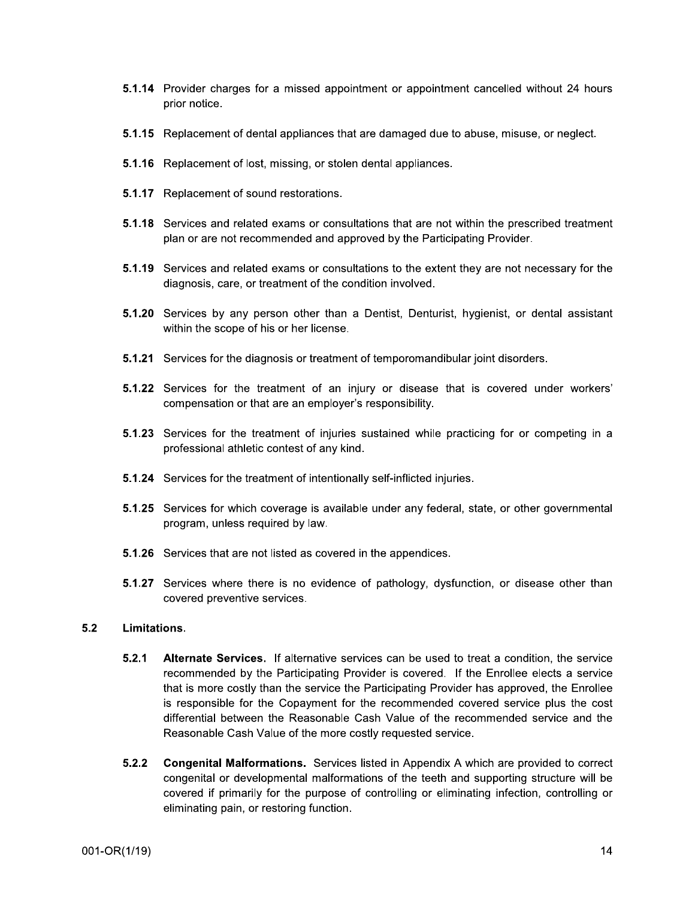**5.1.14** Provider charges for a missed appointment or appointment cancelled without 24 hours prior notice.

**5.1.15** Replacement of dental appliances that are damaged due to abuse, misuse, or neglect.

**5.1.16** Replacement of lost, missing, or stolen dental appliances.

**5.1.17** Replacement of sound restorations.

**5.1.18** Services and related exams or consultations that are not within the prescribed treatment plan or are not recommended and approved by the Participating Provider.

**5.1.19** Services and related exams or consultations to the extent they are not necessary for the diagnosis, care, or treatment of the condition involved.

**5.1.20** Services by any person other than a Dentist, Denturist, hygienist, or dental assistant within the scope of his or her license.

**5.1.21** Services for the diagnosis or treatment of temporomandibular joint disorders.

**5.1.22** Services for the treatment of an injury or disease that is covered under workers' compensation or that are an employer's responsibility.

**5.1.23** Services for the treatment of injuries sustained while practicing for or competing in a professional athletic contest of any kind.

**5.1.24** Services for the treatment of intentionally self-inflicted injuries.

**5.1.25** Services for which coverage is available under any federal, state, or other governmental program, unless required by law.

**5.1.26** Services that are not listed as covered in the appendices.

**5.1.27** Services where there is no evidence of pathology, dysfunction, or disease other than covered preventive services.

## 5.2 Limitations.

**5.2.1 Alternate Services.** If alternative services can be used to treat a condition, the service recommended by the Participating Provider is covered. If the Enrollee elects a service that is more costly than the service the Participating Provider has approved, the Enrollee is responsible for the Copayment for the recommended covered service plus the cost differential between the Reasonable Cash Value of the recommended service and the Reasonable Cash Value of the more costly requested service.

**5.2.2 Congenital Malformations.** Services listed in Appendix A which are provided to correct congenital or developmental malformations of the teeth and supporting structure will be covered if primarily for the purpose of controlling or eliminating infection, controlling or eliminating pain, or restoring function.

001-OR(1/19)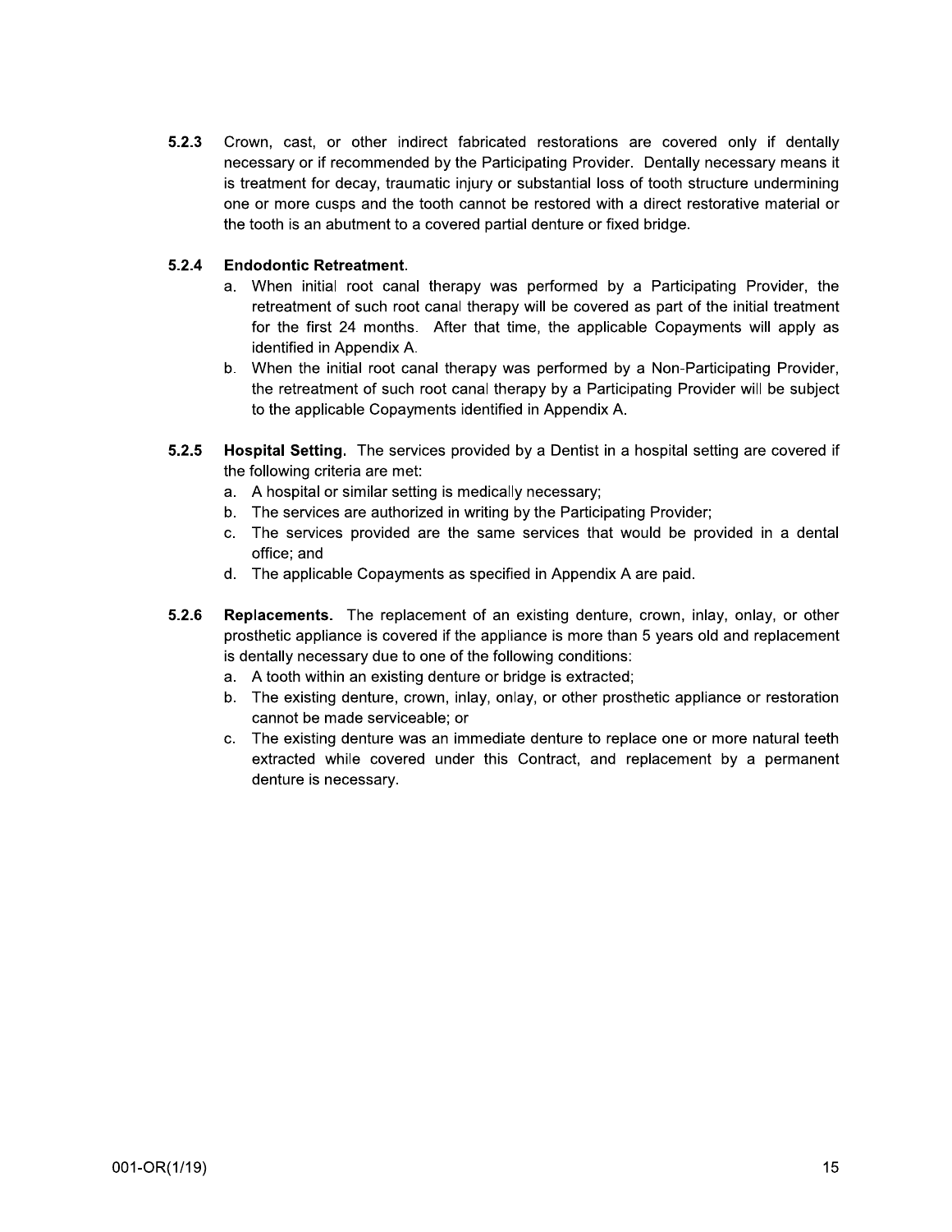**5.2.3** Crown, cast, or other indirect fabricated restorations are covered only if dentally necessary or if recommended by the Participating Provider. Dentally necessary means it is treatment for decay, traumatic injury or substantial loss of tooth structure undermining one or more cusps and the tooth cannot be restored with a direct restorative material or the tooth is an abutment to a covered partial denture or fixed bridge.

**5.2.4 Endodontic Retreatment.**

a. When initial root canal therapy was performed by a Participating Provider, the retreatment of such root canal therapy will be covered as part of the initial treatment for the first 24 months. After that time, the applicable Copayments will apply as identified in Appendix A.

b. When the initial root canal therapy was performed by a Non-Participating Provider, the retreatment of such root canal therapy by a Participating Provider will be subject to the applicable Copayments identified in Appendix A.

**5.2.5 Hospital Setting.** The services provided by a Dentist in a hospital setting are covered if the following criteria are met:

a. A hospital or similar setting is medically necessary;

b. The services are authorized in writing by the Participating Provider;

c. The services provided are the same services that would be provided in a dental office; and

d. The applicable Copayments as specified in Appendix A are paid.

**5.2.6 Replacements.** The replacement of an existing denture, crown, inlay, onlay, or other prosthetic appliance is covered if the appliance is more than 5 years old and replacement is dentally necessary due to one of the following conditions:

a. A tooth within an existing denture or bridge is extracted;

b. The existing denture, crown, inlay, onlay, or other prosthetic appliance or restoration cannot be made serviceable; or

c. The existing denture was an immediate denture to replace one or more natural teeth extracted while covered under this Contract, and replacement by a permanent denture is necessary.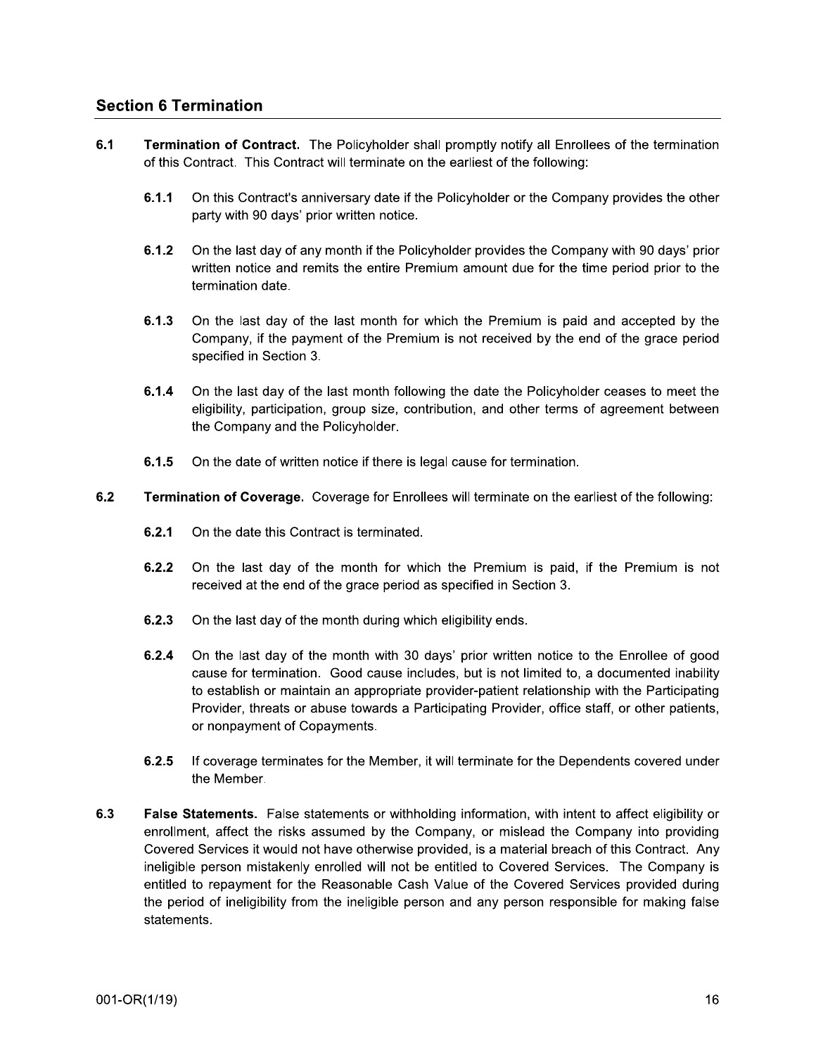## Section 6 Termination

**6.1 Termination of Contract.** The Policyholder shall promptly notify all Enrollees of the termination of this Contract. This Contract will terminate on the earliest of the following:

**6.1.1** On this Contract's anniversary date if the Policyholder or the Company provides the other party with 90 days' prior written notice.

**6.1.2** On the last day of any month if the Policyholder provides the Company with 90 days' prior written notice and remits the entire Premium amount due for the time period prior to the termination date.

**6.1.3** On the last day of the last month for which the Premium is paid and accepted by the Company, if the payment of the Premium is not received by the end of the grace period specified in Section 3.

**6.1.4** On the last day of the last month following the date the Policyholder ceases to meet the eligibility, participation, group size, contribution, and other terms of agreement between the Company and the Policyholder.

**6.1.5** On the date of written notice if there is legal cause for termination.

**6.2 Termination of Coverage.** Coverage for Enrollees will terminate on the earliest of the following:

**6.2.1** On the date this Contract is terminated.

**6.2.2** On the last day of the month for which the Premium is paid, if the Premium is not received at the end of the grace period as specified in Section 3.

**6.2.3** On the last day of the month during which eligibility ends.

**6.2.4** On the last day of the month with 30 days' prior written notice to the Enrollee of good cause for termination. Good cause includes, but is not limited to, a documented inability to establish or maintain an appropriate provider-patient relationship with the Participating Provider, threats or abuse towards a Participating Provider, office staff, or other patients, or nonpayment of Copayments.

**6.2.5** If coverage terminates for the Member, it will terminate for the Dependents covered under the Member.

**6.3 False Statements.** False statements or withholding information, with intent to affect eligibility or enrollment, affect the risks assumed by the Company, or mislead the Company into providing Covered Services it would not have otherwise provided, is a material breach of this Contract. Any ineligible person mistakenly enrolled will not be entitled to Covered Services. The Company is entitled to repayment for the Reasonable Cash Value of the Covered Services provided during the period of ineligibility from the ineligible person and any person responsible for making false statements.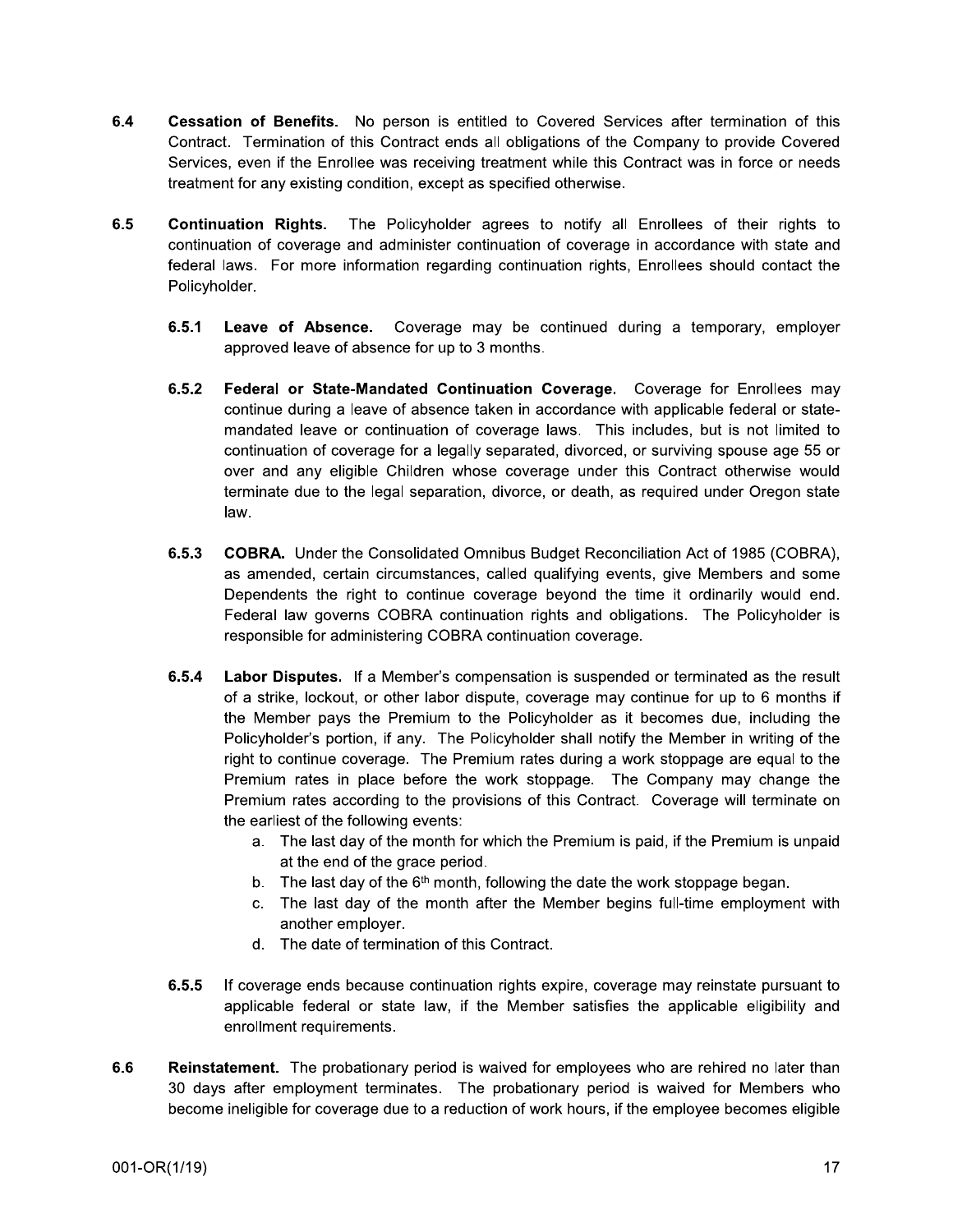**6.4 Cessation of Benefits.** No person is entitled to Covered Services after termination of this Contract. Termination of this Contract ends all obligations of the Company to provide Covered Services, even if the Enrollee was receiving treatment while this Contract was in force or needs treatment for any existing condition, except as specified otherwise.

**6.5 Continuation Rights.** The Policyholder agrees to notify all Enrollees of their rights to continuation of coverage and administer continuation of coverage in accordance with state and federal laws. For more information regarding continuation rights, Enrollees should contact the Policyholder.

**6.5.1 Leave of Absence.** Coverage may be continued during a temporary, employer approved leave of absence for up to 3 months.

**6.5.2 Federal or State-Mandated Continuation Coverage.** Coverage for Enrollees may continue during a leave of absence taken in accordance with applicable federal or state-mandated leave or continuation of coverage laws. This includes, but is not limited to continuation of coverage for a legally separated, divorced, or surviving spouse age 55 or over and any eligible Children whose coverage under this Contract otherwise would terminate due to the legal separation, divorce, or death, as required under Oregon state law.

**6.5.3 COBRA.** Under the Consolidated Omnibus Budget Reconciliation Act of 1985 (COBRA), as amended, certain circumstances, called qualifying events, give Members and some Dependents the right to continue coverage beyond the time it ordinarily would end. Federal law governs COBRA continuation rights and obligations. The Policyholder is responsible for administering COBRA continuation coverage.

**6.5.4 Labor Disputes.** If a Member's compensation is suspended or terminated as the result of a strike, lockout, or other labor dispute, coverage may continue for up to 6 months if the Member pays the Premium to the Policyholder as it becomes due, including the Policyholder's portion, if any. The Policyholder shall notify the Member in writing of the right to continue coverage. The Premium rates during a work stoppage are equal to the Premium rates in place before the work stoppage. The Company may change the Premium rates according to the provisions of this Contract. Coverage will terminate on the earliest of the following events:

a. The last day of the month for which the Premium is paid, if the Premium is unpaid at the end of the grace period.
b. The last day of the 6th month, following the date the work stoppage began.
c. The last day of the month after the Member begins full-time employment with another employer.
d. The date of termination of this Contract.

**6.5.5** If coverage ends because continuation rights expire, coverage may reinstate pursuant to applicable federal or state law, if the Member satisfies the applicable eligibility and enrollment requirements.

**6.6 Reinstatement.** The probationary period is waived for employees who are rehired no later than 30 days after employment terminates. The probationary period is waived for Members who become ineligible for coverage due to a reduction of work hours, if the employee becomes eligible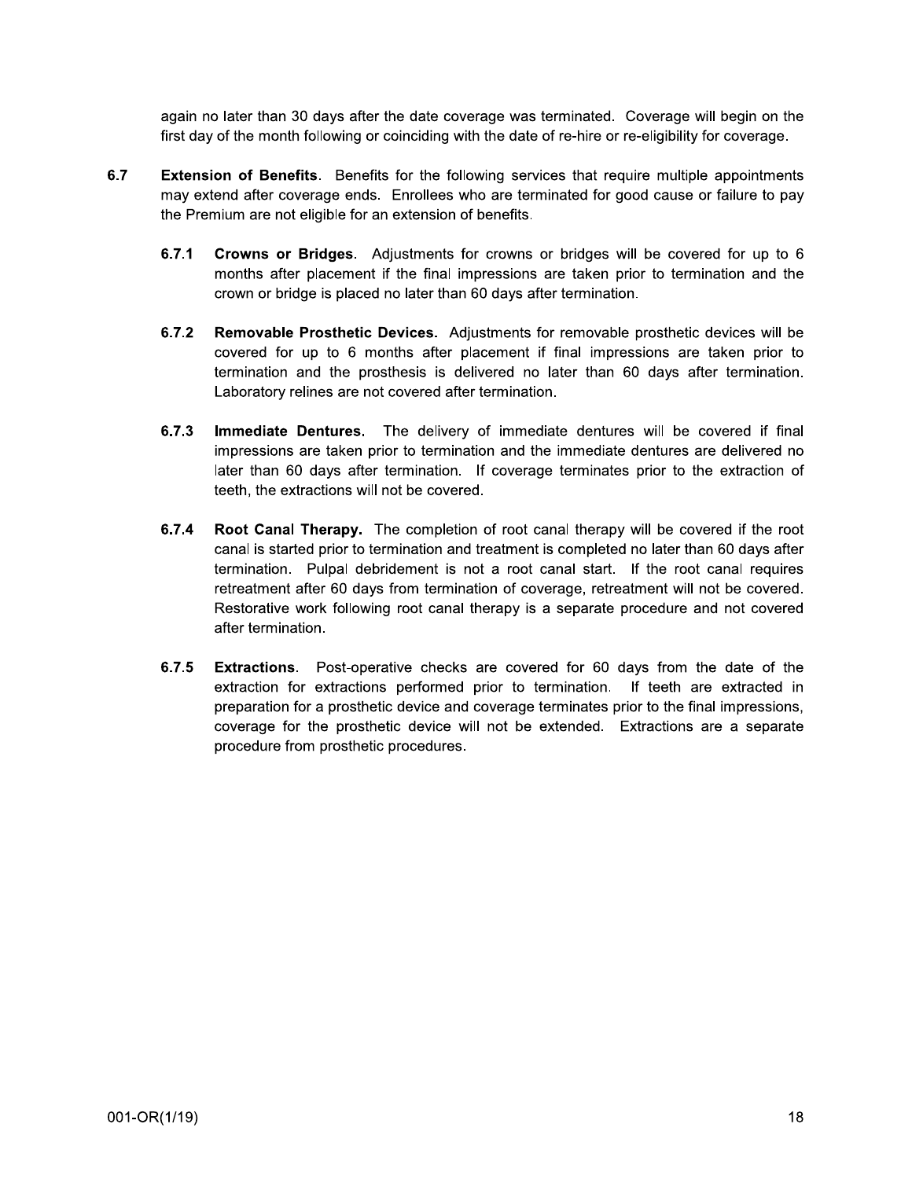again no later than 30 days after the date coverage was terminated. Coverage will begin on the first day of the month following or coinciding with the date of re-hire or re-eligibility for coverage.

**6.7 Extension of Benefits**. Benefits for the following services that require multiple appointments may extend after coverage ends. Enrollees who are terminated for good cause or failure to pay the Premium are not eligible for an extension of benefits.

**6.7.1 Crowns or Bridges**. Adjustments for crowns or bridges will be covered for up to 6 months after placement if the final impressions are taken prior to termination and the crown or bridge is placed no later than 60 days after termination.

**6.7.2 Removable Prosthetic Devices.** Adjustments for removable prosthetic devices will be covered for up to 6 months after placement if final impressions are taken prior to termination and the prosthesis is delivered no later than 60 days after termination. Laboratory relines are not covered after termination.

**6.7.3 Immediate Dentures.** The delivery of immediate dentures will be covered if final impressions are taken prior to termination and the immediate dentures are delivered no later than 60 days after termination. If coverage terminates prior to the extraction of teeth, the extractions will not be covered.

**6.7.4 Root Canal Therapy.** The completion of root canal therapy will be covered if the root canal is started prior to termination and treatment is completed no later than 60 days after termination. Pulpal debridement is not a root canal start. If the root canal requires retreatment after 60 days from termination of coverage, retreatment will not be covered. Restorative work following root canal therapy is a separate procedure and not covered after termination.

**6.7.5 Extractions**. Post-operative checks are covered for 60 days from the date of the extraction for extractions performed prior to termination. If teeth are extracted in preparation for a prosthetic device and coverage terminates prior to the final impressions, coverage for the prosthetic device will not be extended. Extractions are a separate procedure from prosthetic procedures.

001-OR(1/19)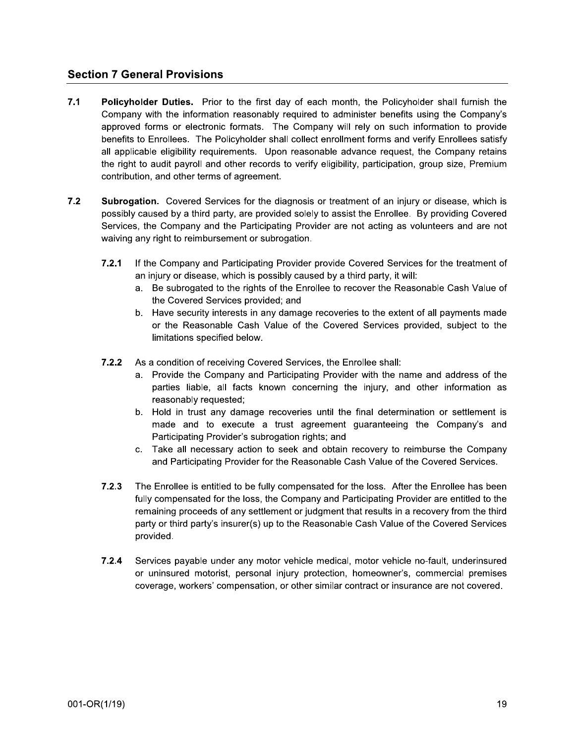## Section 7 General Provisions

**7.1 Policyholder Duties.** Prior to the first day of each month, the Policyholder shall furnish the Company with the information reasonably required to administer benefits using the Company's approved forms or electronic formats. The Company will rely on such information to provide benefits to Enrollees. The Policyholder shall collect enrollment forms and verify Enrollees satisfy all applicable eligibility requirements. Upon reasonable advance request, the Company retains the right to audit payroll and other records to verify eligibility, participation, group size, Premium contribution, and other terms of agreement.

**7.2 Subrogation.** Covered Services for the diagnosis or treatment of an injury or disease, which is possibly caused by a third party, are provided solely to assist the Enrollee. By providing Covered Services, the Company and the Participating Provider are not acting as volunteers and are not waiving any right to reimbursement or subrogation.

**7.2.1** If the Company and Participating Provider provide Covered Services for the treatment of an injury or disease, which is possibly caused by a third party, it will:

a. Be subrogated to the rights of the Enrollee to recover the Reasonable Cash Value of the Covered Services provided; and

b. Have security interests in any damage recoveries to the extent of all payments made or the Reasonable Cash Value of the Covered Services provided, subject to the limitations specified below.

**7.2.2** As a condition of receiving Covered Services, the Enrollee shall:

a. Provide the Company and Participating Provider with the name and address of the parties liable, all facts known concerning the injury, and other information as reasonably requested;

b. Hold in trust any damage recoveries until the final determination or settlement is made and to execute a trust agreement guaranteeing the Company's and Participating Provider's subrogation rights; and

c. Take all necessary action to seek and obtain recovery to reimburse the Company and Participating Provider for the Reasonable Cash Value of the Covered Services.

**7.2.3** The Enrollee is entitled to be fully compensated for the loss. After the Enrollee has been fully compensated for the loss, the Company and Participating Provider are entitled to the remaining proceeds of any settlement or judgment that results in a recovery from the third party or third party's insurer(s) up to the Reasonable Cash Value of the Covered Services provided.

**7.2.4** Services payable under any motor vehicle medical, motor vehicle no-fault, underinsured or uninsured motorist, personal injury protection, homeowner's, commercial premises coverage, workers' compensation, or other similar contract or insurance are not covered.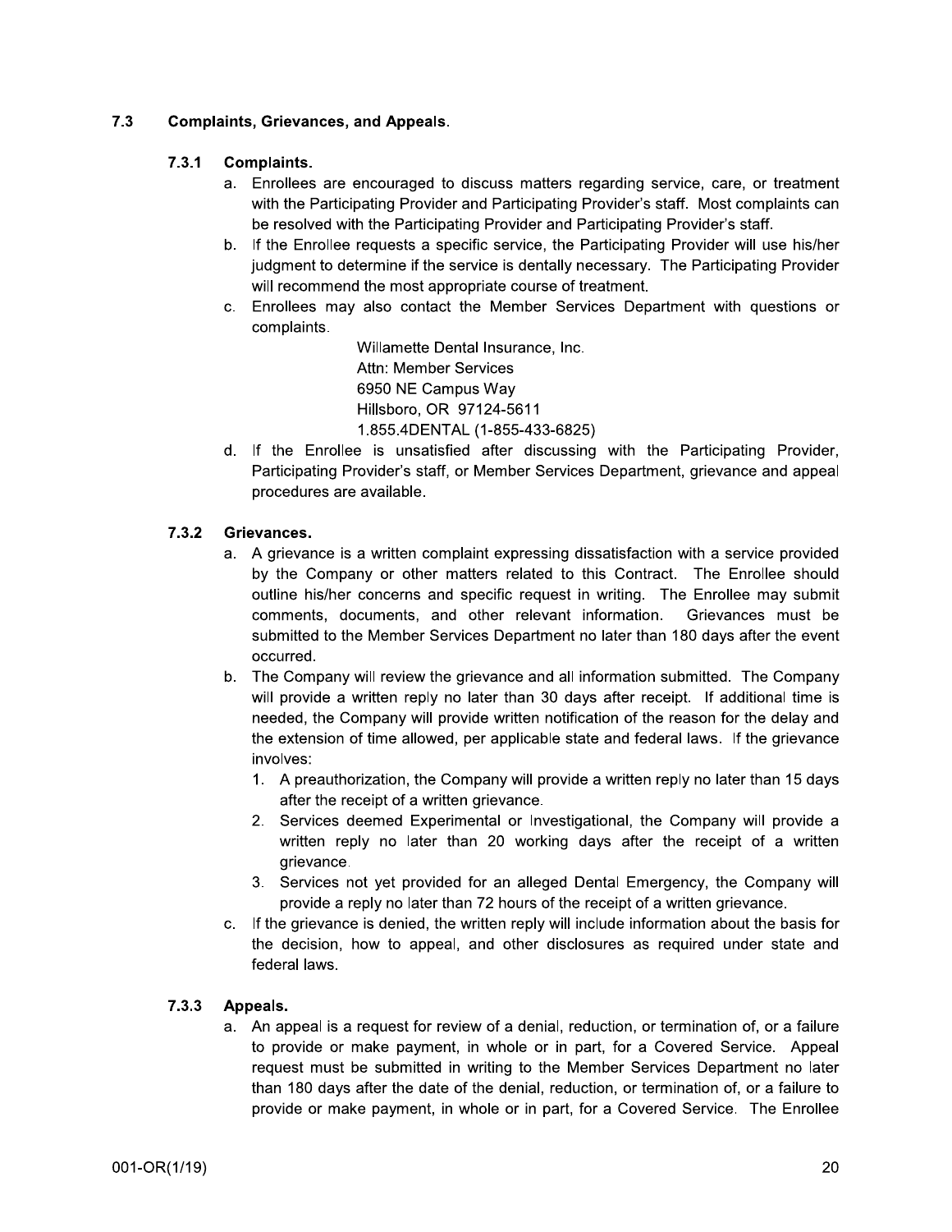## 7.3 Complaints, Grievances, and Appeals.

### 7.3.1 Complaints.

a. Enrollees are encouraged to discuss matters regarding service, care, or treatment with the Participating Provider and Participating Provider's staff. Most complaints can be resolved with the Participating Provider and Participating Provider's staff.

b. If the Enrollee requests a specific service, the Participating Provider will use his/her judgment to determine if the service is dentally necessary. The Participating Provider will recommend the most appropriate course of treatment.

c. Enrollees may also contact the Member Services Department with questions or complaints.

   Willamette Dental Insurance, Inc.
   Attn: Member Services
   6950 NE Campus Way
   Hillsboro, OR 97124-5611
   1.855.4DENTAL (1-855-433-6825)

d. If the Enrollee is unsatisfied after discussing with the Participating Provider, Participating Provider's staff, or Member Services Department, grievance and appeal procedures are available.

### 7.3.2 Grievances.

a. A grievance is a written complaint expressing dissatisfaction with a service provided by the Company or other matters related to this Contract. The Enrollee should outline his/her concerns and specific request in writing. The Enrollee may submit comments, documents, and other relevant information. Grievances must be submitted to the Member Services Department no later than 180 days after the event occurred.

b. The Company will review the grievance and all information submitted. The Company will provide a written reply no later than 30 days after receipt. If additional time is needed, the Company will provide written notification of the reason for the delay and the extension of time allowed, per applicable state and federal laws. If the grievance involves:

   1. A preauthorization, the Company will provide a written reply no later than 15 days after the receipt of a written grievance.
   2. Services deemed Experimental or Investigational, the Company will provide a written reply no later than 20 working days after the receipt of a written grievance.
   3. Services not yet provided for an alleged Dental Emergency, the Company will provide a reply no later than 72 hours of the receipt of a written grievance.

c. If the grievance is denied, the written reply will include information about the basis for the decision, how to appeal, and other disclosures as required under state and federal laws.

### 7.3.3 Appeals.

a. An appeal is a request for review of a denial, reduction, or termination of, or a failure to provide or make payment, in whole or in part, for a Covered Service. Appeal request must be submitted in writing to the Member Services Department no later than 180 days after the date of the denial, reduction, or termination of, or a failure to provide or make payment, in whole or in part, for a Covered Service. The Enrollee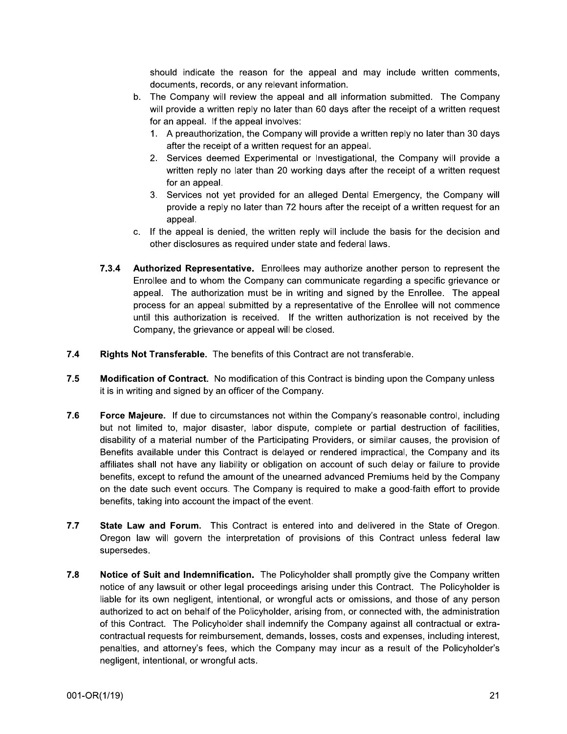should indicate the reason for the appeal and may include written comments, documents, records, or any relevant information.

b. The Company will review the appeal and all information submitted. The Company will provide a written reply no later than 60 days after the receipt of a written request for an appeal. If the appeal involves:
   1. A preauthorization, the Company will provide a written reply no later than 30 days after the receipt of a written request for an appeal.
   2. Services deemed Experimental or Investigational, the Company will provide a written reply no later than 20 working days after the receipt of a written request for an appeal.
   3. Services not yet provided for an alleged Dental Emergency, the Company will provide a reply no later than 72 hours after the receipt of a written request for an appeal.

c. If the appeal is denied, the written reply will include the basis for the decision and other disclosures as required under state and federal laws.

**7.3.4 Authorized Representative.** Enrollees may authorize another person to represent the Enrollee and to whom the Company can communicate regarding a specific grievance or appeal. The authorization must be in writing and signed by the Enrollee. The appeal process for an appeal submitted by a representative of the Enrollee will not commence until this authorization is received. If the written authorization is not received by the Company, the grievance or appeal will be closed.

**7.4 Rights Not Transferable.** The benefits of this Contract are not transferable.

**7.5 Modification of Contract.** No modification of this Contract is binding upon the Company unless it is in writing and signed by an officer of the Company.

**7.6 Force Majeure.** If due to circumstances not within the Company's reasonable control, including but not limited to, major disaster, labor dispute, complete or partial destruction of facilities, disability of a material number of the Participating Providers, or similar causes, the provision of Benefits available under this Contract is delayed or rendered impractical, the Company and its affiliates shall not have any liability or obligation on account of such delay or failure to provide benefits, except to refund the amount of the unearned advanced Premiums held by the Company on the date such event occurs. The Company is required to make a good-faith effort to provide benefits, taking into account the impact of the event.

**7.7 State Law and Forum.** This Contract is entered into and delivered in the State of Oregon. Oregon law will govern the interpretation of provisions of this Contract unless federal law supersedes.

**7.8 Notice of Suit and Indemnification.** The Policyholder shall promptly give the Company written notice of any lawsuit or other legal proceedings arising under this Contract. The Policyholder is liable for its own negligent, intentional, or wrongful acts or omissions, and those of any person authorized to act on behalf of the Policyholder, arising from, or connected with, the administration of this Contract. The Policyholder shall indemnify the Company against all contractual or extra-contractual requests for reimbursement, demands, losses, costs and expenses, including interest, penalties, and attorney's fees, which the Company may incur as a result of the Policyholder's negligent, intentional, or wrongful acts.

001-OR(1/19)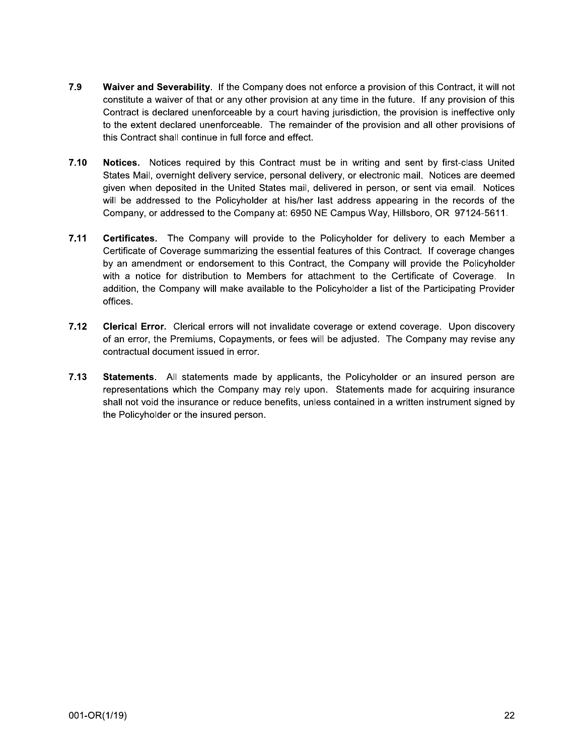**7.9 Waiver and Severability**. If the Company does not enforce a provision of this Contract, it will not constitute a waiver of that or any other provision at any time in the future. If any provision of this Contract is declared unenforceable by a court having jurisdiction, the provision is ineffective only to the extent declared unenforceable. The remainder of the provision and all other provisions of this Contract shall continue in full force and effect.

**7.10 Notices.** Notices required by this Contract must be in writing and sent by first-class United States Mail, overnight delivery service, personal delivery, or electronic mail. Notices are deemed given when deposited in the United States mail, delivered in person, or sent via email. Notices will be addressed to the Policyholder at his/her last address appearing in the records of the Company, or addressed to the Company at: 6950 NE Campus Way, Hillsboro, OR 97124-5611.

**7.11 Certificates.** The Company will provide to the Policyholder for delivery to each Member a Certificate of Coverage summarizing the essential features of this Contract. If coverage changes by an amendment or endorsement to this Contract, the Company will provide the Policyholder with a notice for distribution to Members for attachment to the Certificate of Coverage. In addition, the Company will make available to the Policyholder a list of the Participating Provider offices.

**7.12 Clerical Error.** Clerical errors will not invalidate coverage or extend coverage. Upon discovery of an error, the Premiums, Copayments, or fees will be adjusted. The Company may revise any contractual document issued in error.

**7.13 Statements**. All statements made by applicants, the Policyholder or an insured person are representations which the Company may rely upon. Statements made for acquiring insurance shall not void the insurance or reduce benefits, unless contained in a written instrument signed by the Policyholder or the insured person.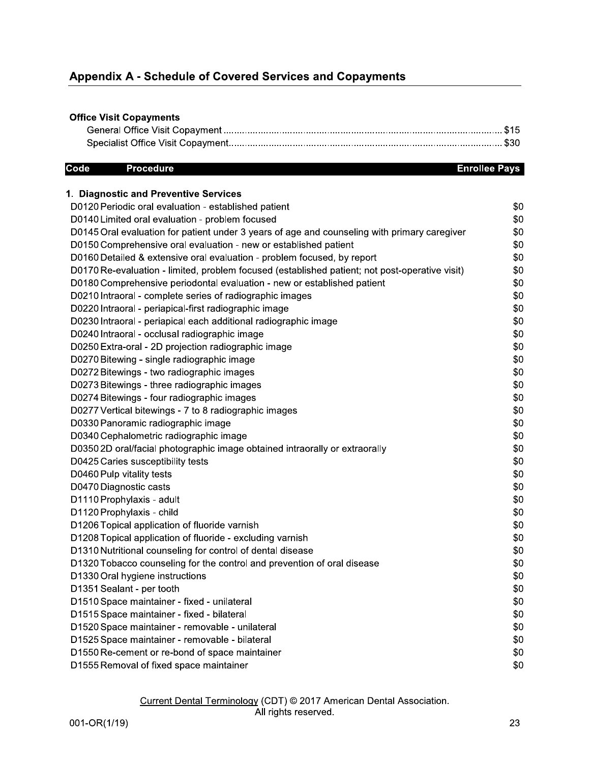## Appendix A - Schedule of Covered Services and Copayments

**Office Visit Copayments**

General Office Visit Copayment ........................................................................ $15
Specialist Office Visit Copayment...................................................................... $30

| Code | Procedure | Enrollee Pays |
|---|---|---|
| **1. Diagnostic and Preventive Services** | | |
| D0120 | Periodic oral evaluation - established patient | $0 |
| D0140 | Limited oral evaluation - problem focused | $0 |
| D0145 | Oral evaluation for patient under 3 years of age and counseling with primary caregiver | $0 |
| D0150 | Comprehensive oral evaluation - new or established patient | $0 |
| D0160 | Detailed & extensive oral evaluation - problem focused, by report | $0 |
| D0170 | Re-evaluation - limited, problem focused (established patient; not post-operative visit) | $0 |
| D0180 | Comprehensive periodontal evaluation - new or established patient | $0 |
| D0210 | Intraoral - complete series of radiographic images | $0 |
| D0220 | Intraoral - periapical-first radiographic image | $0 |
| D0230 | Intraoral - periapical each additional radiographic image | $0 |
| D0240 | Intraoral - occlusal radiographic image | $0 |
| D0250 | Extra-oral - 2D projection radiographic image | $0 |
| D0270 | Bitewing - single radiographic image | $0 |
| D0272 | Bitewings - two radiographic images | $0 |
| D0273 | Bitewings - three radiographic images | $0 |
| D0274 | Bitewings - four radiographic images | $0 |
| D0277 | Vertical bitewings - 7 to 8 radiographic images | $0 |
| D0330 | Panoramic radiographic image | $0 |
| D0340 | Cephalometric radiographic image | $0 |
| D0350 | 2D oral/facial photographic image obtained intraorally or extraorally | $0 |
| D0425 | Caries susceptibility tests | $0 |
| D0460 | Pulp vitality tests | $0 |
| D0470 | Diagnostic casts | $0 |
| D1110 | Prophylaxis - adult | $0 |
| D1120 | Prophylaxis - child | $0 |
| D1206 | Topical application of fluoride varnish | $0 |
| D1208 | Topical application of fluoride - excluding varnish | $0 |
| D1310 | Nutritional counseling for control of dental disease | $0 |
| D1320 | Tobacco counseling for the control and prevention of oral disease | $0 |
| D1330 | Oral hygiene instructions | $0 |
| D1351 | Sealant - per tooth | $0 |
| D1510 | Space maintainer - fixed - unilateral | $0 |
| D1515 | Space maintainer - fixed - bilateral | $0 |
| D1520 | Space maintainer - removable - unilateral | $0 |
| D1525 | Space maintainer - removable - bilateral | $0 |
| D1550 | Re-cement or re-bond of space maintainer | $0 |
| D1555 | Removal of fixed space maintainer | $0 |

Current Dental Terminology (CDT) © 2017 American Dental Association. All rights reserved.

001-OR(1/19)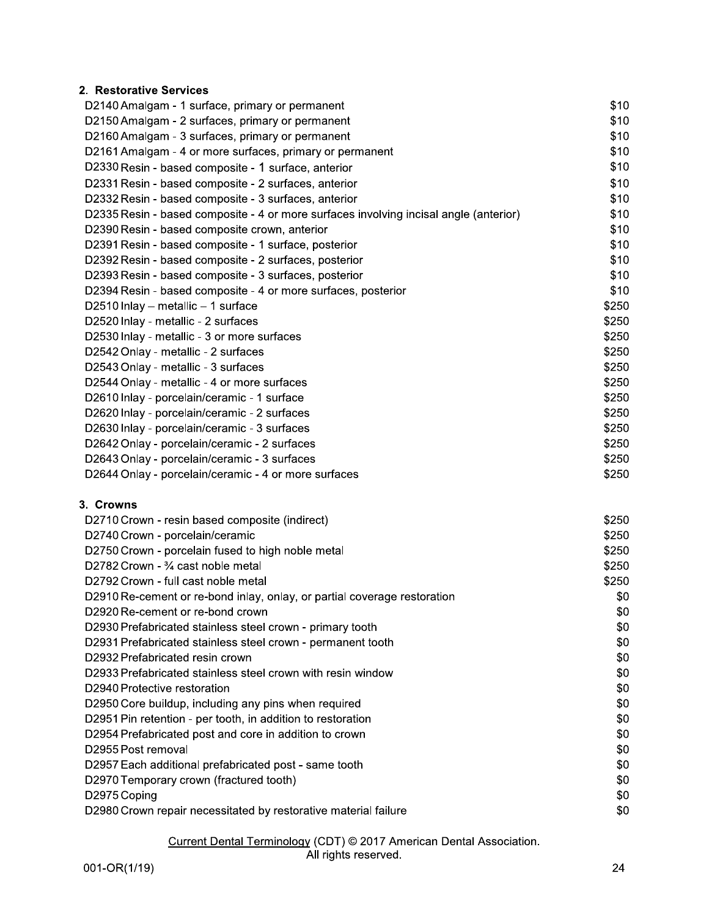## 2. Restorative Services

| | |
|---|---|
| D2140 Amalgam - 1 surface, primary or permanent | $10 |
| D2150 Amalgam - 2 surfaces, primary or permanent | $10 |
| D2160 Amalgam - 3 surfaces, primary or permanent | $10 |
| D2161 Amalgam - 4 or more surfaces, primary or permanent | $10 |
| D2330 Resin - based composite - 1 surface, anterior | $10 |
| D2331 Resin - based composite - 2 surfaces, anterior | $10 |
| D2332 Resin - based composite - 3 surfaces, anterior | $10 |
| D2335 Resin - based composite - 4 or more surfaces involving incisal angle (anterior) | $10 |
| D2390 Resin - based composite crown, anterior | $10 |
| D2391 Resin - based composite - 1 surface, posterior | $10 |
| D2392 Resin - based composite - 2 surfaces, posterior | $10 |
| D2393 Resin - based composite - 3 surfaces, posterior | $10 |
| D2394 Resin - based composite - 4 or more surfaces, posterior | $10 |
| D2510 Inlay – metallic – 1 surface | $250 |
| D2520 Inlay - metallic - 2 surfaces | $250 |
| D2530 Inlay - metallic - 3 or more surfaces | $250 |
| D2542 Onlay - metallic - 2 surfaces | $250 |
| D2543 Onlay - metallic - 3 surfaces | $250 |
| D2544 Onlay - metallic - 4 or more surfaces | $250 |
| D2610 Inlay - porcelain/ceramic - 1 surface | $250 |
| D2620 Inlay - porcelain/ceramic - 2 surfaces | $250 |
| D2630 Inlay - porcelain/ceramic - 3 surfaces | $250 |
| D2642 Onlay - porcelain/ceramic - 2 surfaces | $250 |
| D2643 Onlay - porcelain/ceramic - 3 surfaces | $250 |
| D2644 Onlay - porcelain/ceramic - 4 or more surfaces | $250 |

## 3. Crowns

| | |
|---|---|
| D2710 Crown - resin based composite (indirect) | $250 |
| D2740 Crown - porcelain/ceramic | $250 |
| D2750 Crown - porcelain fused to high noble metal | $250 |
| D2782 Crown - ¾ cast noble metal | $250 |
| D2792 Crown - full cast noble metal | $250 |
| D2910 Re-cement or re-bond inlay, onlay, or partial coverage restoration | $0 |
| D2920 Re-cement or re-bond crown | $0 |
| D2930 Prefabricated stainless steel crown - primary tooth | $0 |
| D2931 Prefabricated stainless steel crown - permanent tooth | $0 |
| D2932 Prefabricated resin crown | $0 |
| D2933 Prefabricated stainless steel crown with resin window | $0 |
| D2940 Protective restoration | $0 |
| D2950 Core buildup, including any pins when required | $0 |
| D2951 Pin retention - per tooth, in addition to restoration | $0 |
| D2954 Prefabricated post and core in addition to crown | $0 |
| D2955 Post removal | $0 |
| D2957 Each additional prefabricated post - same tooth | $0 |
| D2970 Temporary crown (fractured tooth) | $0 |
| D2975 Coping | $0 |
| D2980 Crown repair necessitated by restorative material failure | $0 |

Current Dental Terminology (CDT) © 2017 American Dental Association. All rights reserved.

001-OR(1/19)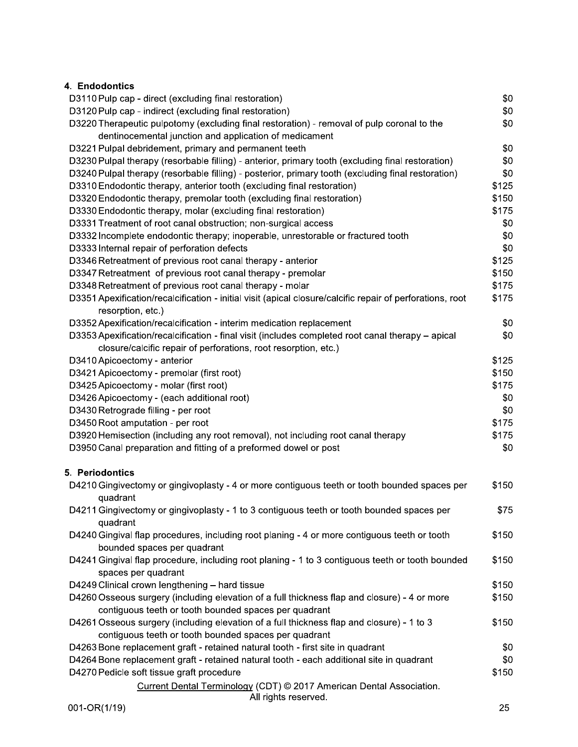## 4. Endodontics

| Code | Description | Amount |
|---|---|---|
| D3110 | Pulp cap - direct (excluding final restoration) | $0 |
| D3120 | Pulp cap - indirect (excluding final restoration) | $0 |
| D3220 | Therapeutic pulpotomy (excluding final restoration) - removal of pulp coronal to the dentinocemental junction and application of medicament | $0 |
| D3221 | Pulpal debridement, primary and permanent teeth | $0 |
| D3230 | Pulpal therapy (resorbable filling) - anterior, primary tooth (excluding final restoration) | $0 |
| D3240 | Pulpal therapy (resorbable filling) - posterior, primary tooth (excluding final restoration) | $0 |
| D3310 | Endodontic therapy, anterior tooth (excluding final restoration) | $125 |
| D3320 | Endodontic therapy, premolar tooth (excluding final restoration) | $150 |
| D3330 | Endodontic therapy, molar (excluding final restoration) | $175 |
| D3331 | Treatment of root canal obstruction; non-surgical access | $0 |
| D3332 | Incomplete endodontic therapy; inoperable, unrestorable or fractured tooth | $0 |
| D3333 | Internal repair of perforation defects | $0 |
| D3346 | Retreatment of previous root canal therapy - anterior | $125 |
| D3347 | Retreatment of previous root canal therapy - premolar | $150 |
| D3348 | Retreatment of previous root canal therapy - molar | $175 |
| D3351 | Apexification/recalcification - initial visit (apical closure/calcific repair of perforations, root resorption, etc.) | $175 |
| D3352 | Apexification/recalcification - interim medication replacement | $0 |
| D3353 | Apexification/recalcification - final visit (includes completed root canal therapy – apical closure/calcific repair of perforations, root resorption, etc.) | $0 |
| D3410 | Apicoectomy - anterior | $125 |
| D3421 | Apicoectomy - premolar (first root) | $150 |
| D3425 | Apicoectomy - molar (first root) | $175 |
| D3426 | Apicoectomy - (each additional root) | $0 |
| D3430 | Retrograde filling - per root | $0 |
| D3450 | Root amputation - per root | $175 |
| D3920 | Hemisection (including any root removal), not including root canal therapy | $175 |
| D3950 | Canal preparation and fitting of a preformed dowel or post | $0 |

## 5. Periodontics

| Code | Description | Amount |
|---|---|---|
| D4210 | Gingivectomy or gingivoplasty - 4 or more contiguous teeth or tooth bounded spaces per quadrant | $150 |
| D4211 | Gingivectomy or gingivoplasty - 1 to 3 contiguous teeth or tooth bounded spaces per quadrant | $75 |
| D4240 | Gingival flap procedures, including root planing - 4 or more contiguous teeth or tooth bounded spaces per quadrant | $150 |
| D4241 | Gingival flap procedure, including root planing - 1 to 3 contiguous teeth or tooth bounded spaces per quadrant | $150 |
| D4249 | Clinical crown lengthening – hard tissue | $150 |
| D4260 | Osseous surgery (including elevation of a full thickness flap and closure) - 4 or more contiguous teeth or tooth bounded spaces per quadrant | $150 |
| D4261 | Osseous surgery (including elevation of a full thickness flap and closure) - 1 to 3 contiguous teeth or tooth bounded spaces per quadrant | $150 |
| D4263 | Bone replacement graft - retained natural tooth - first site in quadrant | $0 |
| D4264 | Bone replacement graft - retained natural tooth - each additional site in quadrant | $0 |
| D4270 | Pedicle soft tissue graft procedure | $150 |

Current Dental Terminology (CDT) © 2017 American Dental Association. All rights reserved.

001-OR(1/19)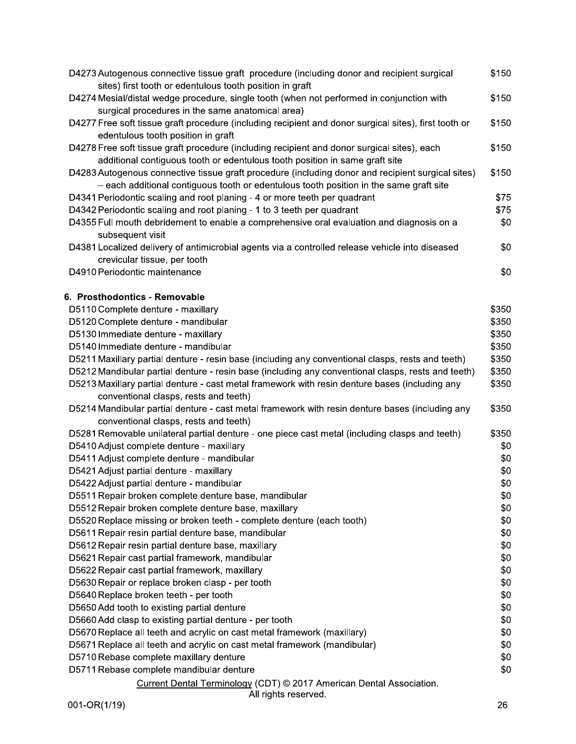| | |
|---|---|
| D4273 Autogenous connective tissue graft procedure (including donor and recipient surgical sites) first tooth or edentulous tooth position in graft | $150 |
| D4274 Mesial/distal wedge procedure, single tooth (when not performed in conjunction with surgical procedures in the same anatomical area) | $150 |
| D4277 Free soft tissue graft procedure (including recipient and donor surgical sites), first tooth or edentulous tooth position in graft | $150 |
| D4278 Free soft tissue graft procedure (including recipient and donor surgical sites), each additional contiguous tooth or edentulous tooth position in same graft site | $150 |
| D4283 Autogenous connective tissue graft procedure (including donor and recipient surgical sites) – each additional contiguous tooth or edentulous tooth position in the same graft site | $150 |
| D4341 Periodontic scaling and root planing - 4 or more teeth per quadrant | $75 |
| D4342 Periodontic scaling and root planing - 1 to 3 teeth per quadrant | $75 |
| D4355 Full mouth debridement to enable a comprehensive oral evaluation and diagnosis on a subsequent visit | $0 |
| D4381 Localized delivery of antimicrobial agents via a controlled release vehicle into diseased crevicular tissue, per tooth | $0 |
| D4910 Periodontic maintenance | $0 |

**6. Prosthodontics - Removable**

| | |
|---|---|
| D5110 Complete denture - maxillary | $350 |
| D5120 Complete denture - mandibular | $350 |
| D5130 Immediate denture - maxillary | $350 |
| D5140 Immediate denture - mandibular | $350 |
| D5211 Maxillary partial denture - resin base (including any conventional clasps, rests and teeth) | $350 |
| D5212 Mandibular partial denture - resin base (including any conventional clasps, rests and teeth) | $350 |
| D5213 Maxillary partial denture - cast metal framework with resin denture bases (including any conventional clasps, rests and teeth) | $350 |
| D5214 Mandibular partial denture - cast metal framework with resin denture bases (including any conventional clasps, rests and teeth) | $350 |
| D5281 Removable unilateral partial denture - one piece cast metal (including clasps and teeth) | $350 |
| D5410 Adjust complete denture - maxillary | $0 |
| D5411 Adjust complete denture - mandibular | $0 |
| D5421 Adjust partial denture - maxillary | $0 |
| D5422 Adjust partial denture - mandibular | $0 |
| D5511 Repair broken complete denture base, mandibular | $0 |
| D5512 Repair broken complete denture base, maxillary | $0 |
| D5520 Replace missing or broken teeth - complete denture (each tooth) | $0 |
| D5611 Repair resin partial denture base, mandibular | $0 |
| D5612 Repair resin partial denture base, maxillary | $0 |
| D5621 Repair cast partial framework, mandibular | $0 |
| D5622 Repair cast partial framework, maxillary | $0 |
| D5630 Repair or replace broken clasp - per tooth | $0 |
| D5640 Replace broken teeth - per tooth | $0 |
| D5650 Add tooth to existing partial denture | $0 |
| D5660 Add clasp to existing partial denture - per tooth | $0 |
| D5670 Replace all teeth and acrylic on cast metal framework (maxillary) | $0 |
| D5671 Replace all teeth and acrylic on cast metal framework (mandibular) | $0 |
| D5710 Rebase complete maxillary denture | $0 |
| D5711 Rebase complete mandibular denture | $0 |

Current Dental Terminology (CDT) © 2017 American Dental Association.
All rights reserved.

001-OR(1/19)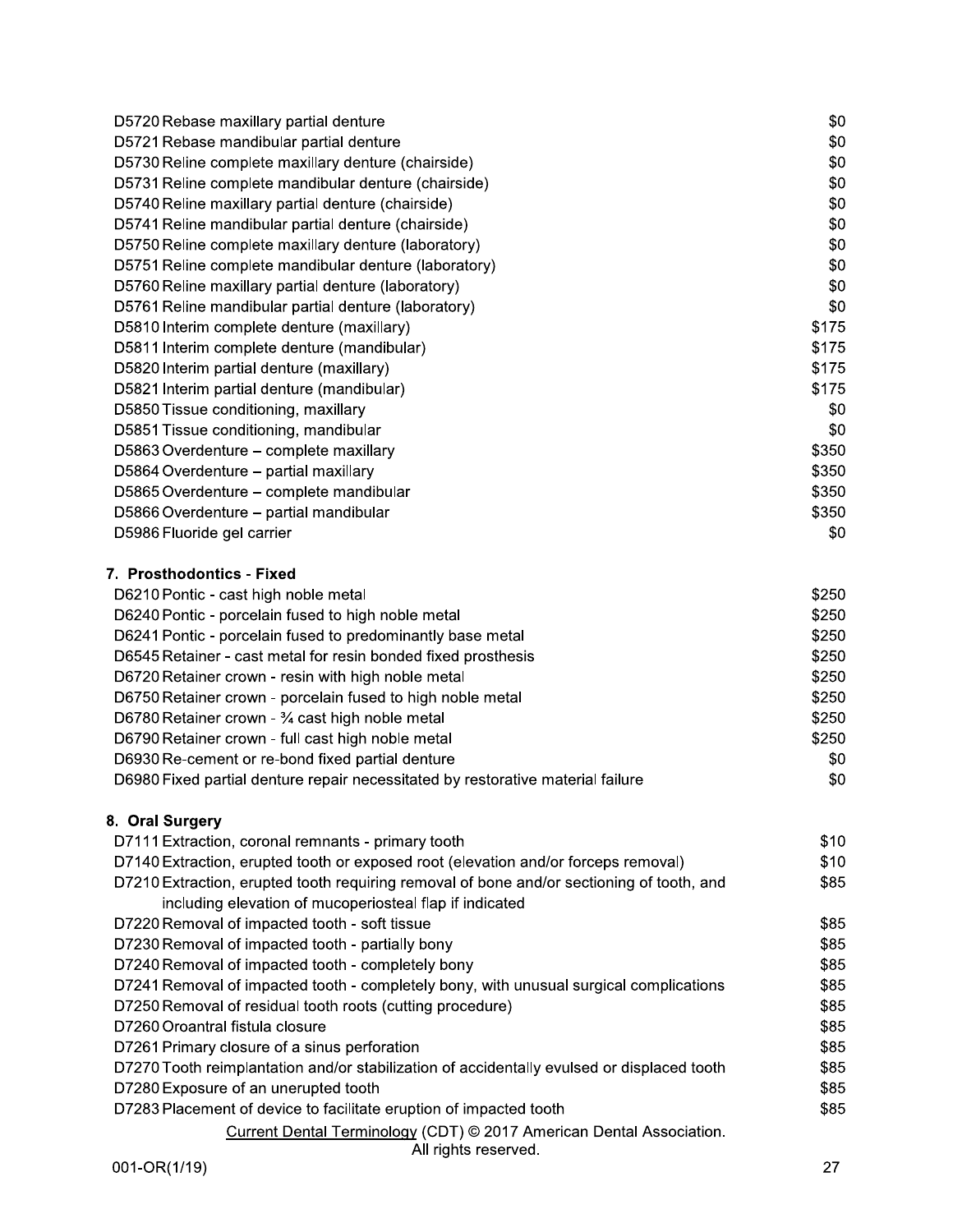| | |
|---|---|
| D5720 Rebase maxillary partial denture | $0 |
| D5721 Rebase mandibular partial denture | $0 |
| D5730 Reline complete maxillary denture (chairside) | $0 |
| D5731 Reline complete mandibular denture (chairside) | $0 |
| D5740 Reline maxillary partial denture (chairside) | $0 |
| D5741 Reline mandibular partial denture (chairside) | $0 |
| D5750 Reline complete maxillary denture (laboratory) | $0 |
| D5751 Reline complete mandibular denture (laboratory) | $0 |
| D5760 Reline maxillary partial denture (laboratory) | $0 |
| D5761 Reline mandibular partial denture (laboratory) | $0 |
| D5810 Interim complete denture (maxillary) | $175 |
| D5811 Interim complete denture (mandibular) | $175 |
| D5820 Interim partial denture (maxillary) | $175 |
| D5821 Interim partial denture (mandibular) | $175 |
| D5850 Tissue conditioning, maxillary | $0 |
| D5851 Tissue conditioning, mandibular | $0 |
| D5863 Overdenture – complete maxillary | $350 |
| D5864 Overdenture – partial maxillary | $350 |
| D5865 Overdenture – complete mandibular | $350 |
| D5866 Overdenture – partial mandibular | $350 |
| D5986 Fluoride gel carrier | $0 |

**7. Prosthodontics - Fixed**

| | |
|---|---|
| D6210 Pontic - cast high noble metal | $250 |
| D6240 Pontic - porcelain fused to high noble metal | $250 |
| D6241 Pontic - porcelain fused to predominantly base metal | $250 |
| D6545 Retainer - cast metal for resin bonded fixed prosthesis | $250 |
| D6720 Retainer crown - resin with high noble metal | $250 |
| D6750 Retainer crown - porcelain fused to high noble metal | $250 |
| D6780 Retainer crown - ¾ cast high noble metal | $250 |
| D6790 Retainer crown - full cast high noble metal | $250 |
| D6930 Re-cement or re-bond fixed partial denture | $0 |
| D6980 Fixed partial denture repair necessitated by restorative material failure | $0 |

**8. Oral Surgery**

| | |
|---|---|
| D7111 Extraction, coronal remnants - primary tooth | $10 |
| D7140 Extraction, erupted tooth or exposed root (elevation and/or forceps removal) | $10 |
| D7210 Extraction, erupted tooth requiring removal of bone and/or sectioning of tooth, and including elevation of mucoperiosteal flap if indicated | $85 |
| D7220 Removal of impacted tooth - soft tissue | $85 |
| D7230 Removal of impacted tooth - partially bony | $85 |
| D7240 Removal of impacted tooth - completely bony | $85 |
| D7241 Removal of impacted tooth - completely bony, with unusual surgical complications | $85 |
| D7250 Removal of residual tooth roots (cutting procedure) | $85 |
| D7260 Oroantral fistula closure | $85 |
| D7261 Primary closure of a sinus perforation | $85 |
| D7270 Tooth reimplantation and/or stabilization of accidentally evulsed or displaced tooth | $85 |
| D7280 Exposure of an unerupted tooth | $85 |
| D7283 Placement of device to facilitate eruption of impacted tooth | $85 |

Current Dental Terminology (CDT) © 2017 American Dental Association. All rights reserved.

001-OR(1/19)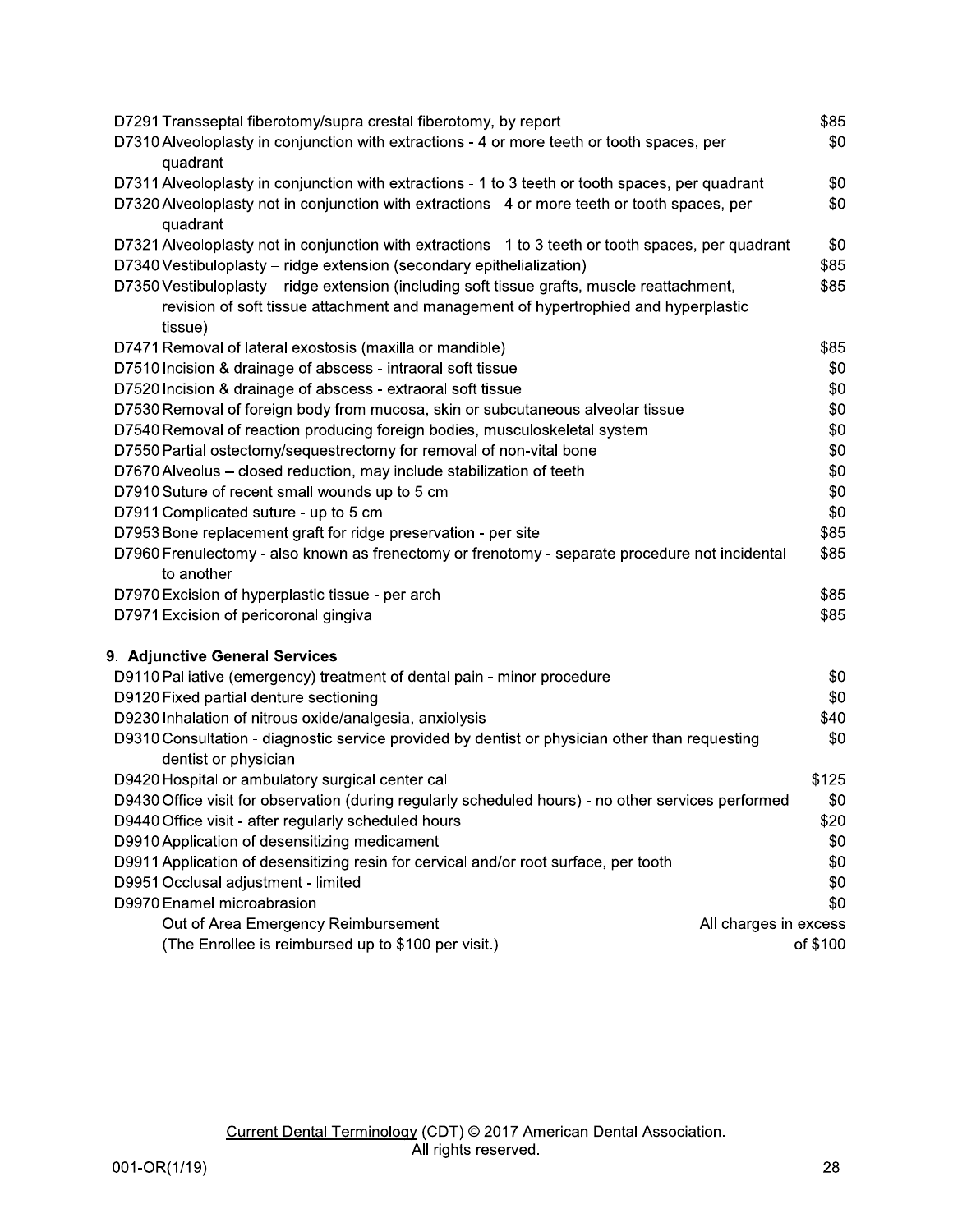| Code | Description | Copay |
|---|---|---|
| D7291 | Transseptal fiberotomy/supra crestal fiberotomy, by report | $85 |
| D7310 | Alveoloplasty in conjunction with extractions - 4 or more teeth or tooth spaces, per quadrant | $0 |
| D7311 | Alveoloplasty in conjunction with extractions - 1 to 3 teeth or tooth spaces, per quadrant | $0 |
| D7320 | Alveoloplasty not in conjunction with extractions - 4 or more teeth or tooth spaces, per quadrant | $0 |
| D7321 | Alveoloplasty not in conjunction with extractions - 1 to 3 teeth or tooth spaces, per quadrant | $0 |
| D7340 | Vestibuloplasty – ridge extension (secondary epithelialization) | $85 |
| D7350 | Vestibuloplasty – ridge extension (including soft tissue grafts, muscle reattachment, revision of soft tissue attachment and management of hypertrophied and hyperplastic tissue) | $85 |
| D7471 | Removal of lateral exostosis (maxilla or mandible) | $85 |
| D7510 | Incision & drainage of abscess - intraoral soft tissue | $0 |
| D7520 | Incision & drainage of abscess - extraoral soft tissue | $0 |
| D7530 | Removal of foreign body from mucosa, skin or subcutaneous alveolar tissue | $0 |
| D7540 | Removal of reaction producing foreign bodies, musculoskeletal system | $0 |
| D7550 | Partial ostectomy/sequestrectomy for removal of non-vital bone | $0 |
| D7670 | Alveolus – closed reduction, may include stabilization of teeth | $0 |
| D7910 | Suture of recent small wounds up to 5 cm | $0 |
| D7911 | Complicated suture - up to 5 cm | $0 |
| D7953 | Bone replacement graft for ridge preservation - per site | $85 |
| D7960 | Frenulectomy - also known as frenectomy or frenotomy - separate procedure not incidental to another | $85 |
| D7970 | Excision of hyperplastic tissue - per arch | $85 |
| D7971 | Excision of pericoronal gingiva | $85 |

**9. Adjunctive General Services**

| Code | Description | Copay |
|---|---|---|
| D9110 | Palliative (emergency) treatment of dental pain - minor procedure | $0 |
| D9120 | Fixed partial denture sectioning | $0 |
| D9230 | Inhalation of nitrous oxide/analgesia, anxiolysis | $40 |
| D9310 | Consultation - diagnostic service provided by dentist or physician other than requesting dentist or physician | $0 |
| D9420 | Hospital or ambulatory surgical center call | $125 |
| D9430 | Office visit for observation (during regularly scheduled hours) - no other services performed | $0 |
| D9440 | Office visit - after regularly scheduled hours | $20 |
| D9910 | Application of desensitizing medicament | $0 |
| D9911 | Application of desensitizing resin for cervical and/or root surface, per tooth | $0 |
| D9951 | Occlusal adjustment - limited | $0 |
| D9970 | Enamel microabrasion | $0 |
| | Out of Area Emergency Reimbursement (The Enrollee is reimbursed up to $100 per visit.) | All charges in excess of $100 |

Current Dental Terminology (CDT) © 2017 American Dental Association. All rights reserved.

001-OR(1/19)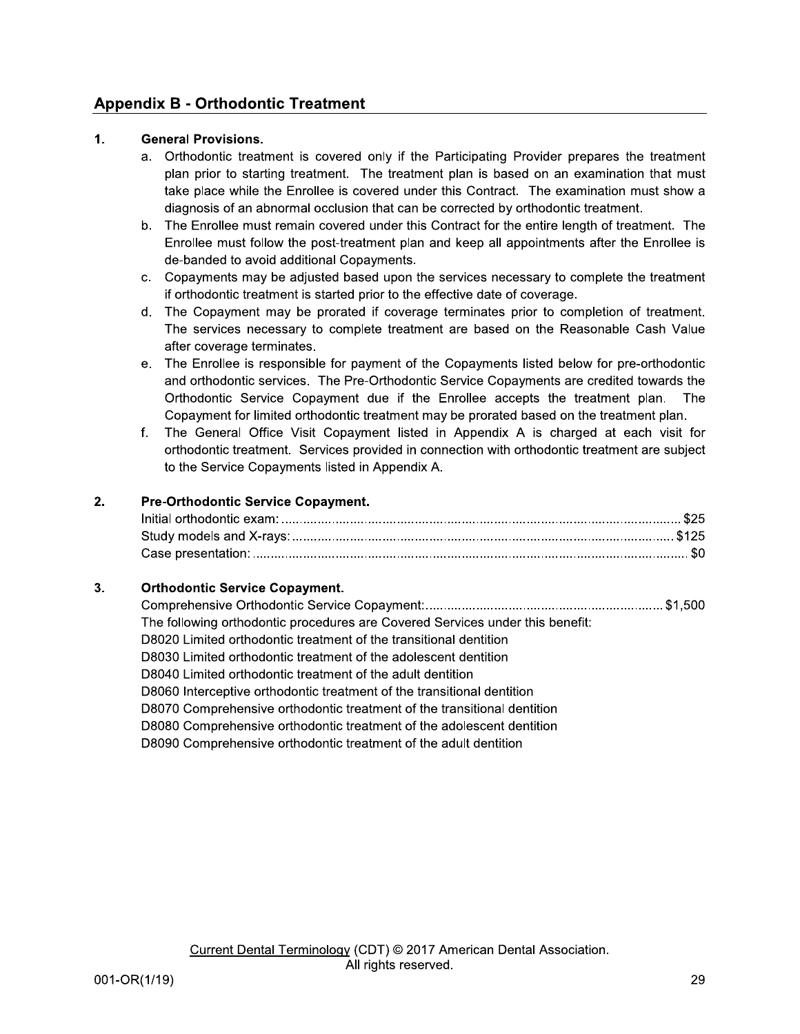## Appendix B - Orthodontic Treatment

**1. General Provisions.**

a. Orthodontic treatment is covered only if the Participating Provider prepares the treatment plan prior to starting treatment. The treatment plan is based on an examination that must take place while the Enrollee is covered under this Contract. The examination must show a diagnosis of an abnormal occlusion that can be corrected by orthodontic treatment.

b. The Enrollee must remain covered under this Contract for the entire length of treatment. The Enrollee must follow the post-treatment plan and keep all appointments after the Enrollee is de-banded to avoid additional Copayments.

c. Copayments may be adjusted based upon the services necessary to complete the treatment if orthodontic treatment is started prior to the effective date of coverage.

d. The Copayment may be prorated if coverage terminates prior to completion of treatment. The services necessary to complete treatment are based on the Reasonable Cash Value after coverage terminates.

e. The Enrollee is responsible for payment of the Copayments listed below for pre-orthodontic and orthodontic services. The Pre-Orthodontic Service Copayments are credited towards the Orthodontic Service Copayment due if the Enrollee accepts the treatment plan. The Copayment for limited orthodontic treatment may be prorated based on the treatment plan.

f. The General Office Visit Copayment listed in Appendix A is charged at each visit for orthodontic treatment. Services provided in connection with orthodontic treatment are subject to the Service Copayments listed in Appendix A.

**2. Pre-Orthodontic Service Copayment.**

| Service | Copayment |
|---|---|
| Initial orthodontic exam: | $25 |
| Study models and X-rays: | $125 |
| Case presentation: | $0 |

**3. Orthodontic Service Copayment.**

Comprehensive Orthodontic Service Copayment: ........ $1,500

The following orthodontic procedures are Covered Services under this benefit:

D8020 Limited orthodontic treatment of the transitional dentition
D8030 Limited orthodontic treatment of the adolescent dentition
D8040 Limited orthodontic treatment of the adult dentition
D8060 Interceptive orthodontic treatment of the transitional dentition
D8070 Comprehensive orthodontic treatment of the transitional dentition
D8080 Comprehensive orthodontic treatment of the adolescent dentition
D8090 Comprehensive orthodontic treatment of the adult dentition

Current Dental Terminology (CDT) © 2017 American Dental Association. All rights reserved.

001-OR(1/19)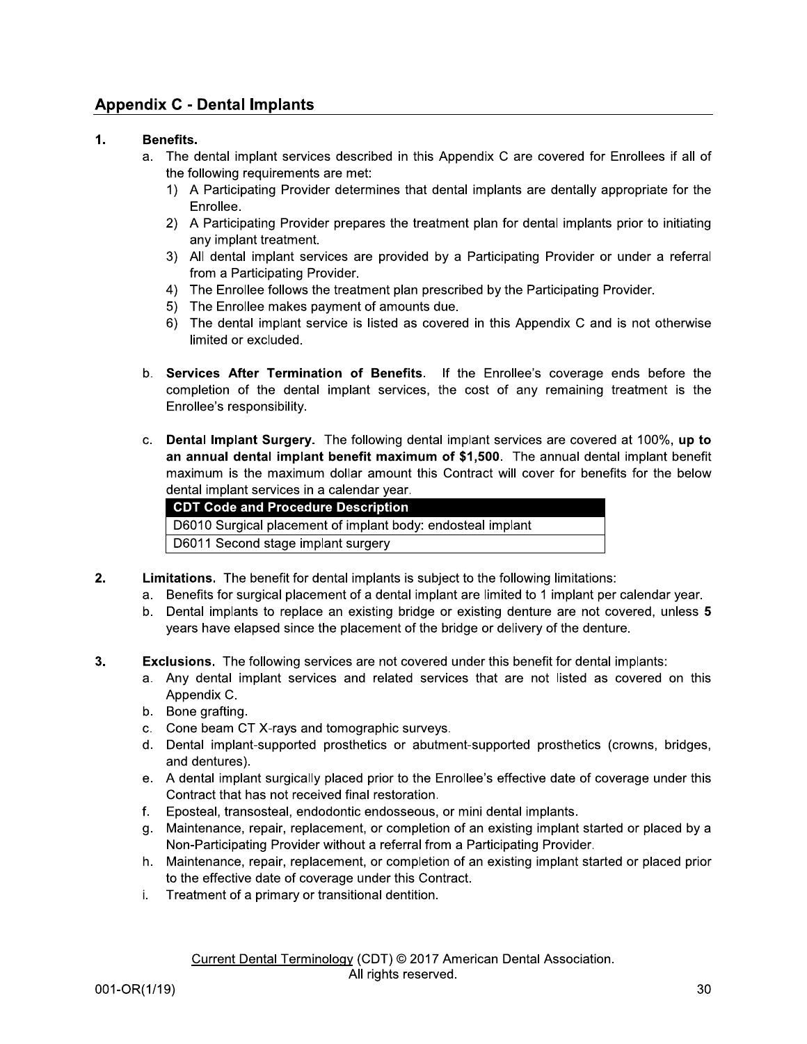## Appendix C - Dental Implants

1. **Benefits.**
   a. The dental implant services described in this Appendix C are covered for Enrollees if all of the following requirements are met:
      1) A Participating Provider determines that dental implants are dentally appropriate for the Enrollee.
      2) A Participating Provider prepares the treatment plan for dental implants prior to initiating any implant treatment.
      3) All dental implant services are provided by a Participating Provider or under a referral from a Participating Provider.
      4) The Enrollee follows the treatment plan prescribed by the Participating Provider.
      5) The Enrollee makes payment of amounts due.
      6) The dental implant service is listed as covered in this Appendix C and is not otherwise limited or excluded.

   b. **Services After Termination of Benefits**. If the Enrollee's coverage ends before the completion of the dental implant services, the cost of any remaining treatment is the Enrollee's responsibility.

   c. **Dental Implant Surgery.** The following dental implant services are covered at 100%, **up to an annual dental implant benefit maximum of $1,500**. The annual dental implant benefit maximum is the maximum dollar amount this Contract will cover for benefits for the below dental implant services in a calendar year.

| CDT Code and Procedure Description |
|---|
| D6010 Surgical placement of implant body: endosteal implant |
| D6011 Second stage implant surgery |

2. **Limitations.** The benefit for dental implants is subject to the following limitations:
   a. Benefits for surgical placement of a dental implant are limited to 1 implant per calendar year.
   b. Dental implants to replace an existing bridge or existing denture are not covered, unless **5** years have elapsed since the placement of the bridge or delivery of the denture.

3. **Exclusions.** The following services are not covered under this benefit for dental implants:
   a. Any dental implant services and related services that are not listed as covered on this Appendix C.
   b. Bone grafting.
   c. Cone beam CT X-rays and tomographic surveys.
   d. Dental implant-supported prosthetics or abutment-supported prosthetics (crowns, bridges, and dentures).
   e. A dental implant surgically placed prior to the Enrollee's effective date of coverage under this Contract that has not received final restoration.
   f. Eposteal, transosteal, endodontic endosseous, or mini dental implants.
   g. Maintenance, repair, replacement, or completion of an existing implant started or placed by a Non-Participating Provider without a referral from a Participating Provider.
   h. Maintenance, repair, replacement, or completion of an existing implant started or placed prior to the effective date of coverage under this Contract.
   i. Treatment of a primary or transitional dentition.

Current Dental Terminology (CDT) © 2017 American Dental Association. All rights reserved.

001-OR(1/19)